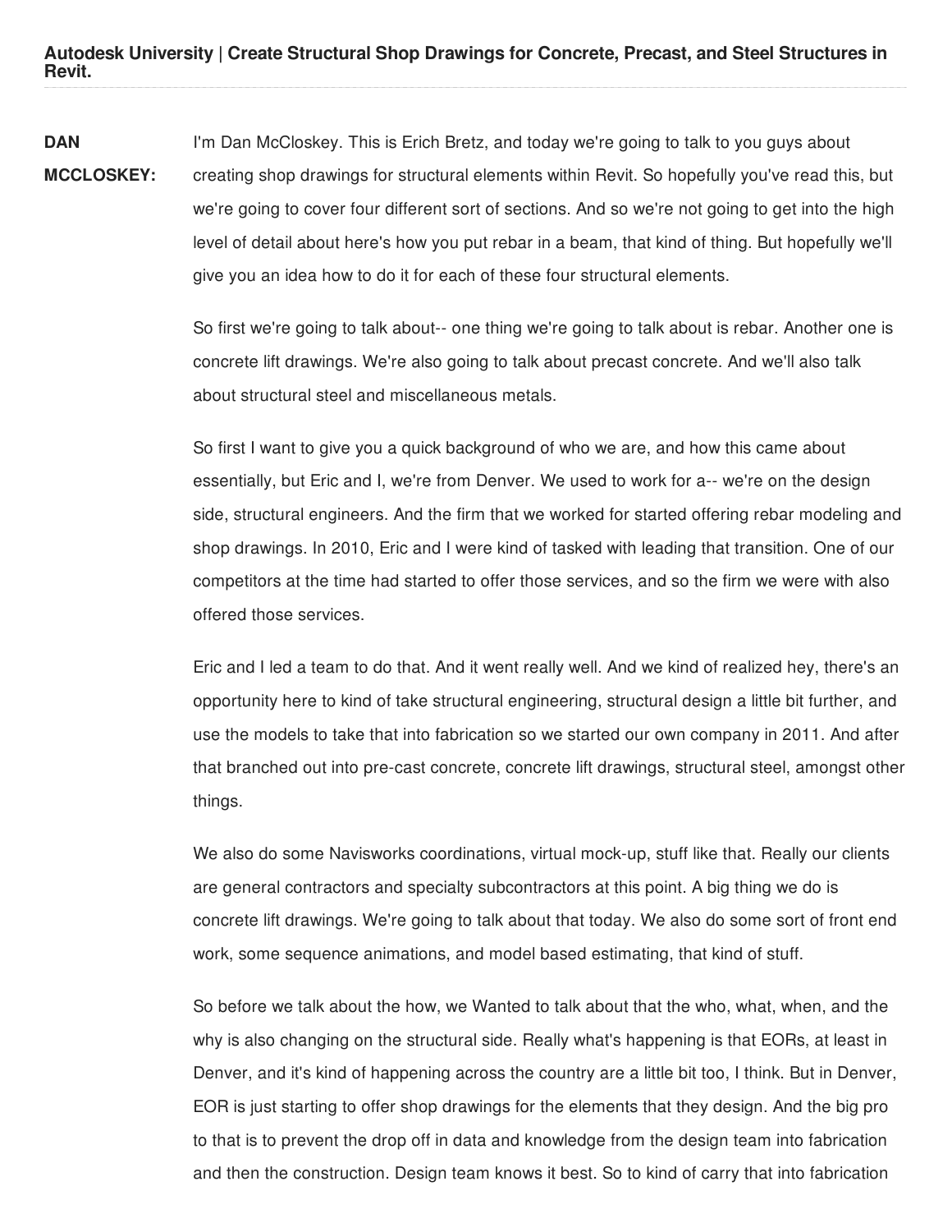**Autodesk University | Create Structural Shop Drawings for Concrete, Precast, and Steel Structures in Revit.**

**DAN MCCLOSKEY:** I'm Dan McCloskey. This is Erich Bretz, and today we're going to talk to you guys about creating shop drawings for structural elements within Revit. So hopefully you've read this, but we're going to cover four different sort of sections. And so we're not going to get into the high level of detail about here's how you put rebar in a beam, that kind of thing. But hopefully we'll give you an idea how to do it for each of these four structural elements.

So first we're going to talk about-- one thing we're going to talk about is rebar. Another one is concrete lift drawings. We're also going to talk about precast concrete. And we'll also talk about structural steel and miscellaneous metals.

So first I want to give you a quick background of who we are, and how this came about essentially, but Eric and I, we're from Denver. We used to work for a-- we're on the design side, structural engineers. And the firm that we worked for started offering rebar modeling and shop drawings. In 2010, Eric and I were kind of tasked with leading that transition. One of our competitors at the time had started to offer those services, and so the firm we were with also offered those services.

Eric and I led a team to do that. And it went really well. And we kind of realized hey, there's an opportunity here to kind of take structural engineering, structural design a little bit further, and use the models to take that into fabrication so we started our own company in 2011. And after that branched out into pre-cast concrete, concrete lift drawings, structural steel, amongst other things.

We also do some Navisworks coordinations, virtual mock-up, stuff like that. Really our clients are general contractors and specialty subcontractors at this point. A big thing we do is concrete lift drawings. We're going to talk about that today. We also do some sort of front end work, some sequence animations, and model based estimating, that kind of stuff.

So before we talk about the how, we Wanted to talk about that the who, what, when, and the why is also changing on the structural side. Really what's happening is that EORs, at least in Denver, and it's kind of happening across the country are a little bit too, I think. But in Denver, EOR is just starting to offer shop drawings for the elements that they design. And the big pro to that is to prevent the drop off in data and knowledge from the design team into fabrication and then the construction. Design team knows it best. So to kind of carry that into fabrication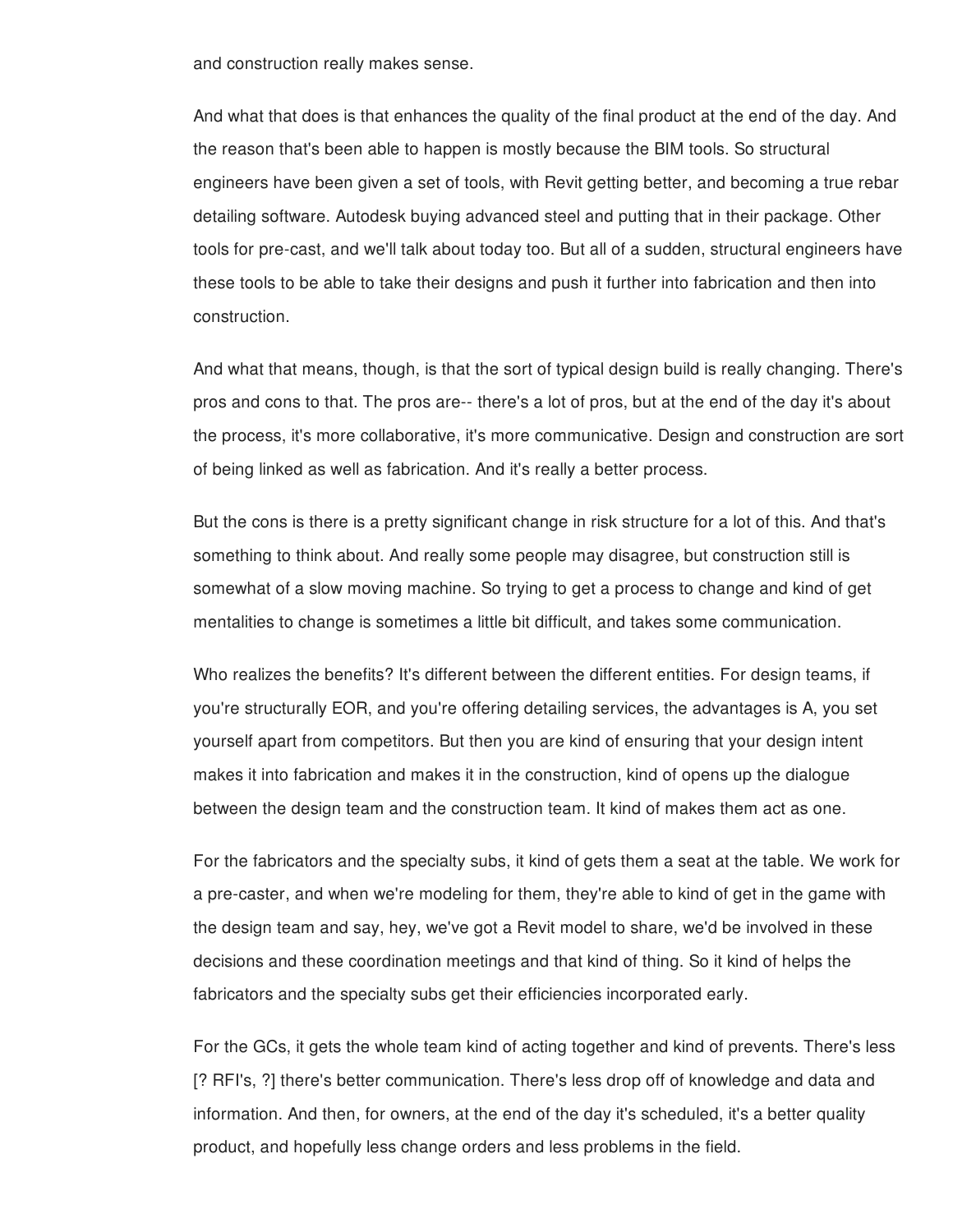and construction really makes sense.

And what that does is that enhances the quality of the final product at the end of the day. And the reason that's been able to happen is mostly because the BIM tools. So structural engineers have been given a set of tools, with Revit getting better, and becoming a true rebar detailing software. Autodesk buying advanced steel and putting that in their package. Other tools for pre-cast, and we'll talk about today too. But all of a sudden, structural engineers have these tools to be able to take their designs and push it further into fabrication and then into construction.

And what that means, though, is that the sort of typical design build is really changing. There's pros and cons to that. The pros are-- there's a lot of pros, but at the end of the day it's about the process, it's more collaborative, it's more communicative. Design and construction are sort of being linked as well as fabrication. And it's really a better process.

But the cons is there is a pretty significant change in risk structure for a lot of this. And that's something to think about. And really some people may disagree, but construction still is somewhat of a slow moving machine. So trying to get a process to change and kind of get mentalities to change is sometimes a little bit difficult, and takes some communication.

Who realizes the benefits? It's different between the different entities. For design teams, if you're structurally EOR, and you're offering detailing services, the advantages is A, you set yourself apart from competitors. But then you are kind of ensuring that your design intent makes it into fabrication and makes it in the construction, kind of opens up the dialogue between the design team and the construction team. It kind of makes them act as one.

For the fabricators and the specialty subs, it kind of gets them a seat at the table. We work for a pre-caster, and when we're modeling for them, they're able to kind of get in the game with the design team and say, hey, we've got a Revit model to share, we'd be involved in these decisions and these coordination meetings and that kind of thing. So it kind of helps the fabricators and the specialty subs get their efficiencies incorporated early.

For the GCs, it gets the whole team kind of acting together and kind of prevents. There's less [? RFI's, ?] there's better communication. There's less drop off of knowledge and data and information. And then, for owners, at the end of the day it's scheduled, it's a better quality product, and hopefully less change orders and less problems in the field.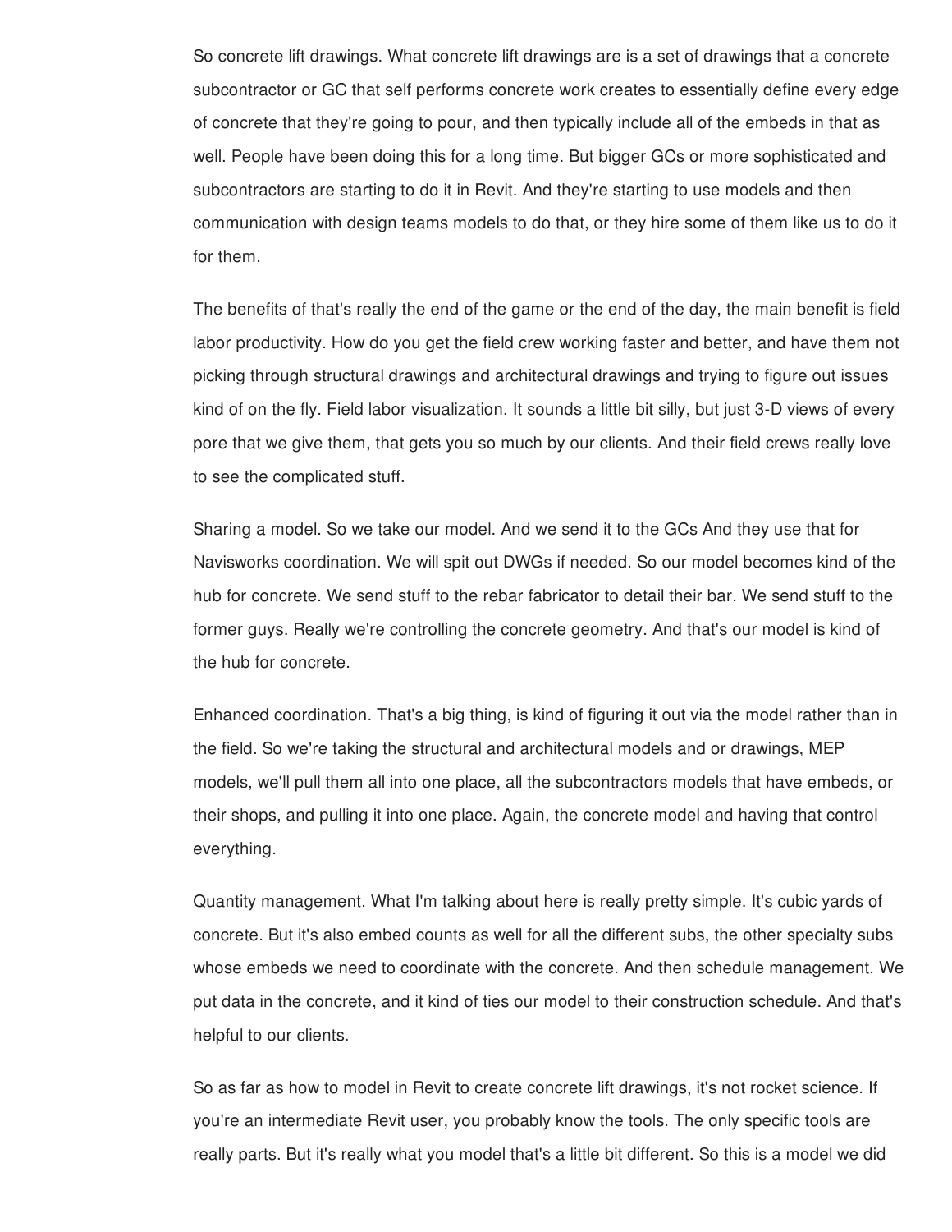So concrete lift drawings. What concrete lift drawings are is a set of drawings that a concrete subcontractor or GC that self performs concrete work creates to essentially define every edge of concrete that they're going to pour, and then typically include all of the embeds in that as well. People have been doing this for a long time. But bigger GCs or more sophisticated and subcontractors are starting to do it in Revit. And they're starting to use models and then communication with design teams models to do that, or they hire some of them like us to do it for them.

The benefits of that's really the end of the game or the end of the day, the main benefit is field labor productivity. How do you get the field crew working faster and better, and have them not picking through structural drawings and architectural drawings and trying to figure out issues kind of on the fly. Field labor visualization. It sounds a little bit silly, but just 3-D views of every pore that we give them, that gets you so much by our clients. And their field crews really love to see the complicated stuff.

Sharing a model. So we take our model. And we send it to the GCs And they use that for Navisworks coordination. We will spit out DWGs if needed. So our model becomes kind of the hub for concrete. We send stuff to the rebar fabricator to detail their bar. We send stuff to the former guys. Really we're controlling the concrete geometry. And that's our model is kind of the hub for concrete.

Enhanced coordination. That's a big thing, is kind of figuring it out via the model rather than in the field. So we're taking the structural and architectural models and or drawings, MEP models, we'll pull them all into one place, all the subcontractors models that have embeds, or their shops, and pulling it into one place. Again, the concrete model and having that control everything.

Quantity management. What I'm talking about here is really pretty simple. It's cubic yards of concrete. But it's also embed counts as well for all the different subs, the other specialty subs whose embeds we need to coordinate with the concrete. And then schedule management. We put data in the concrete, and it kind of ties our model to their construction schedule. And that's helpful to our clients.

So as far as how to model in Revit to create concrete lift drawings, it's not rocket science. If you're an intermediate Revit user, you probably know the tools. The only specific tools are really parts. But it's really what you model that's a little bit different. So this is a model we did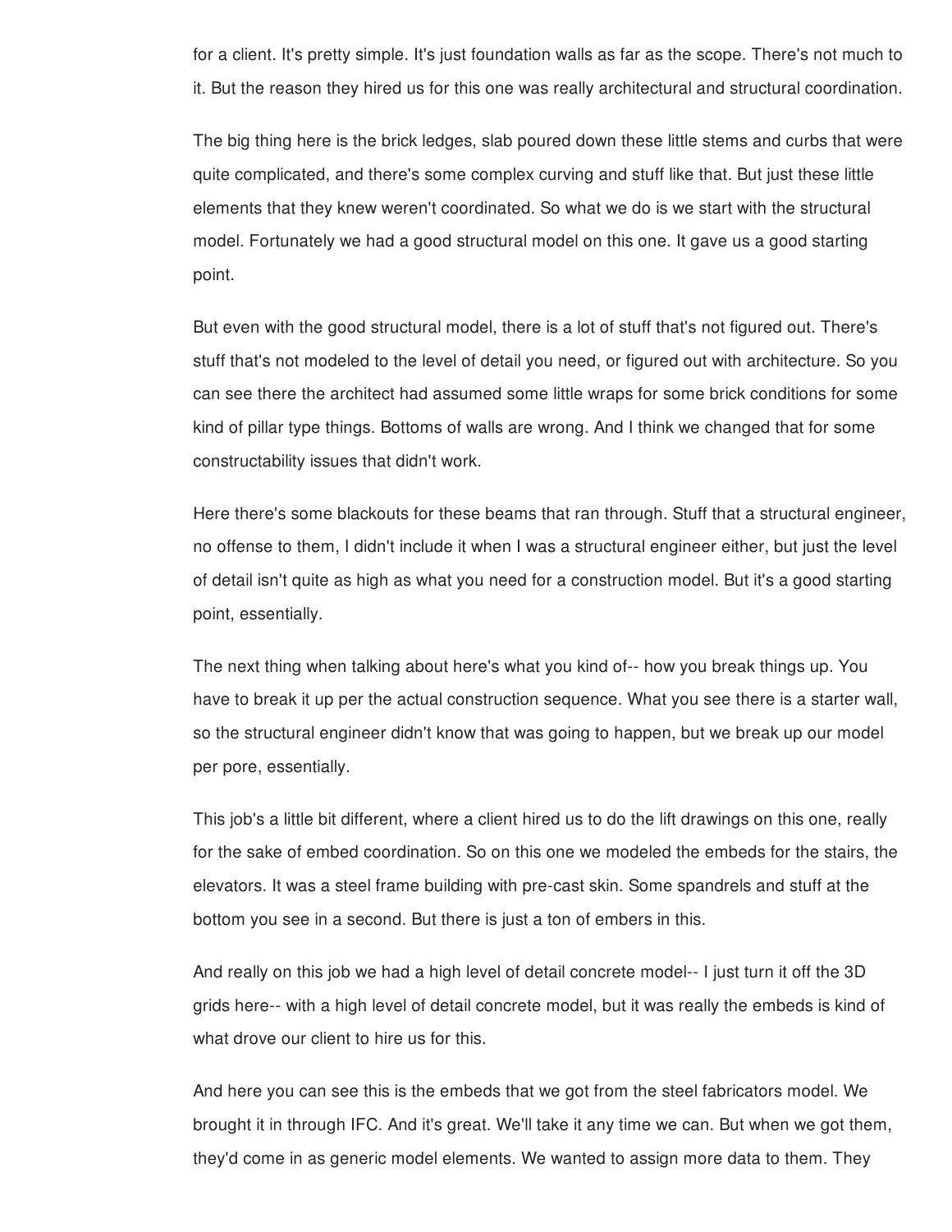for a client. It's pretty simple. It's just foundation walls as far as the scope. There's not much to it. But the reason they hired us for this one was really architectural and structural coordination.

The big thing here is the brick ledges, slab poured down these little stems and curbs that were quite complicated, and there's some complex curving and stuff like that. But just these little elements that they knew weren't coordinated. So what we do is we start with the structural model. Fortunately we had a good structural model on this one. It gave us a good starting point.

But even with the good structural model, there is a lot of stuff that's not figured out. There's stuff that's not modeled to the level of detail you need, or figured out with architecture. So you can see there the architect had assumed some little wraps for some brick conditions for some kind of pillar type things. Bottoms of walls are wrong. And I think we changed that for some constructability issues that didn't work.

Here there's some blackouts for these beams that ran through. Stuff that a structural engineer, no offense to them, I didn't include it when I was a structural engineer either, but just the level of detail isn't quite as high as what you need for a construction model. But it's a good starting point, essentially.

The next thing when talking about here's what you kind of-- how you break things up. You have to break it up per the actual construction sequence. What you see there is a starter wall, so the structural engineer didn't know that was going to happen, but we break up our model per pore, essentially.

This job's a little bit different, where a client hired us to do the lift drawings on this one, really for the sake of embed coordination. So on this one we modeled the embeds for the stairs, the elevators. It was a steel frame building with pre-cast skin. Some spandrels and stuff at the bottom you see in a second. But there is just a ton of embers in this.

And really on this job we had a high level of detail concrete model-- I just turn it off the 3D grids here-- with a high level of detail concrete model, but it was really the embeds is kind of what drove our client to hire us for this.

And here you can see this is the embeds that we got from the steel fabricators model. We brought it in through IFC. And it's great. We'll take it any time we can. But when we got them, they'd come in as generic model elements. We wanted to assign more data to them. They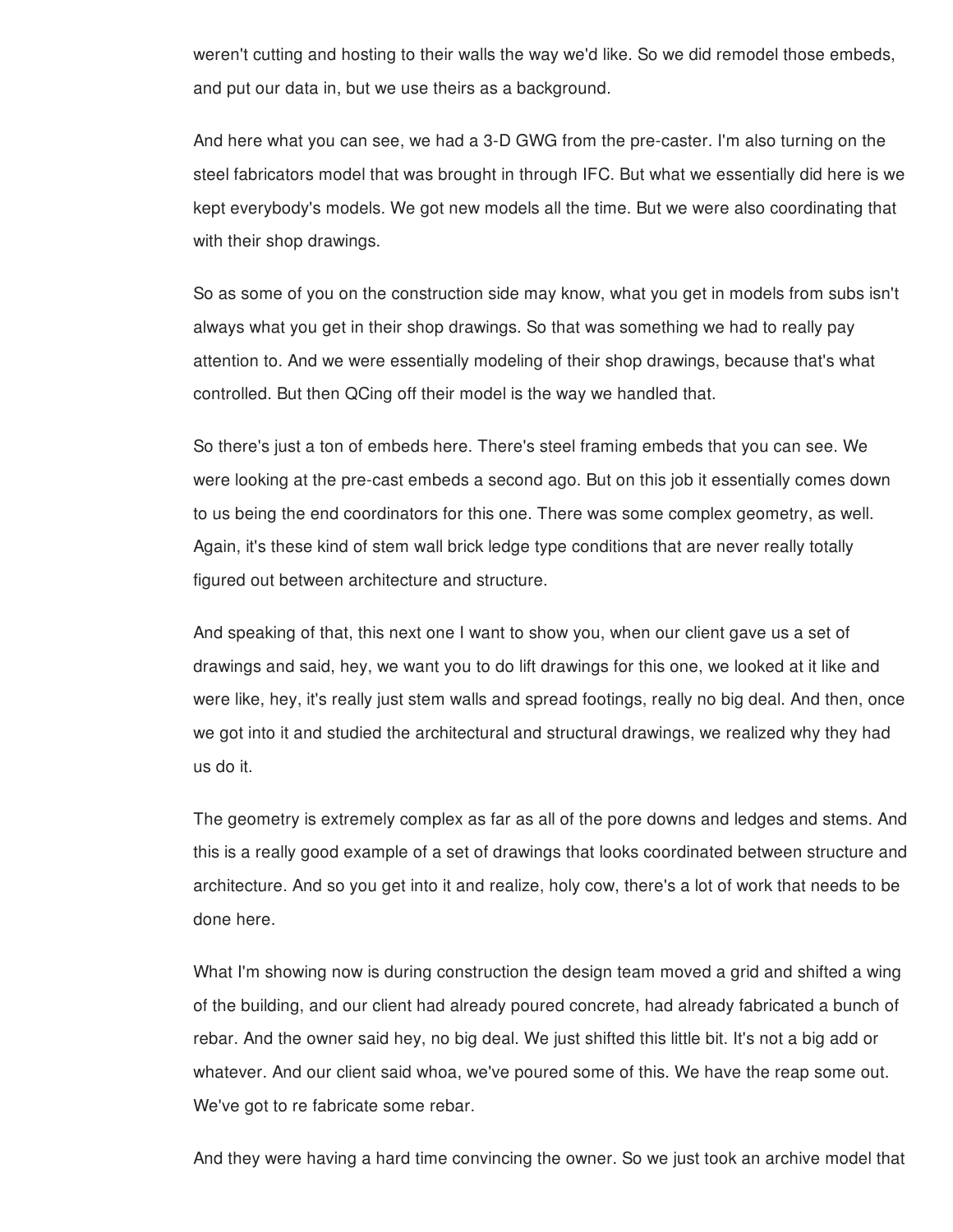weren't cutting and hosting to their walls the way we'd like. So we did remodel those embeds, and put our data in, but we use theirs as a background.

And here what you can see, we had a 3-D GWG from the pre-caster. I'm also turning on the steel fabricators model that was brought in through IFC. But what we essentially did here is we kept everybody's models. We got new models all the time. But we were also coordinating that with their shop drawings.

So as some of you on the construction side may know, what you get in models from subs isn't always what you get in their shop drawings. So that was something we had to really pay attention to. And we were essentially modeling of their shop drawings, because that's what controlled. But then QCing off their model is the way we handled that.

So there's just a ton of embeds here. There's steel framing embeds that you can see. We were looking at the pre-cast embeds a second ago. But on this job it essentially comes down to us being the end coordinators for this one. There was some complex geometry, as well. Again, it's these kind of stem wall brick ledge type conditions that are never really totally figured out between architecture and structure.

And speaking of that, this next one I want to show you, when our client gave us a set of drawings and said, hey, we want you to do lift drawings for this one, we looked at it like and were like, hey, it's really just stem walls and spread footings, really no big deal. And then, once we got into it and studied the architectural and structural drawings, we realized why they had us do it.

The geometry is extremely complex as far as all of the pore downs and ledges and stems. And this is a really good example of a set of drawings that looks coordinated between structure and architecture. And so you get into it and realize, holy cow, there's a lot of work that needs to be done here.

What I'm showing now is during construction the design team moved a grid and shifted a wing of the building, and our client had already poured concrete, had already fabricated a bunch of rebar. And the owner said hey, no big deal. We just shifted this little bit. It's not a big add or whatever. And our client said whoa, we've poured some of this. We have the reap some out. We've got to re fabricate some rebar.

And they were having a hard time convincing the owner. So we just took an archive model that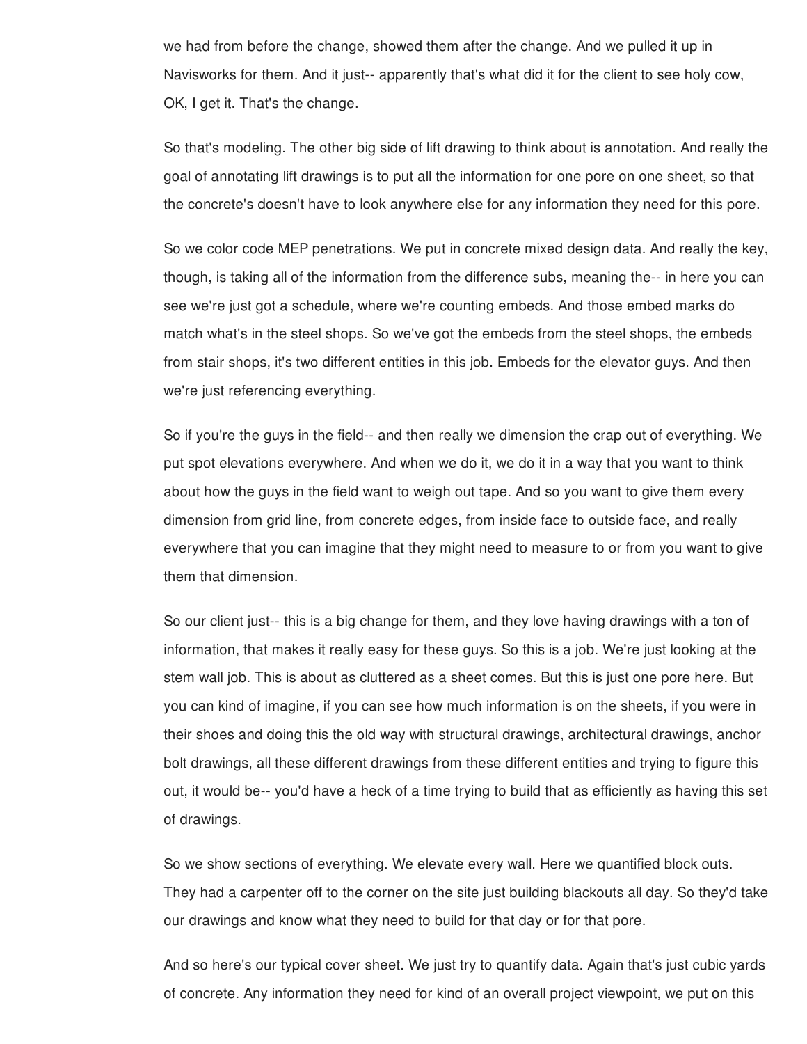we had from before the change, showed them after the change. And we pulled it up in Navisworks for them. And it just-- apparently that's what did it for the client to see holy cow, OK, I get it. That's the change.

So that's modeling. The other big side of lift drawing to think about is annotation. And really the goal of annotating lift drawings is to put all the information for one pore on one sheet, so that the concrete's doesn't have to look anywhere else for any information they need for this pore.

So we color code MEP penetrations. We put in concrete mixed design data. And really the key, though, is taking all of the information from the difference subs, meaning the-- in here you can see we're just got a schedule, where we're counting embeds. And those embed marks do match what's in the steel shops. So we've got the embeds from the steel shops, the embeds from stair shops, it's two different entities in this job. Embeds for the elevator guys. And then we're just referencing everything.

So if you're the guys in the field-- and then really we dimension the crap out of everything. We put spot elevations everywhere. And when we do it, we do it in a way that you want to think about how the guys in the field want to weigh out tape. And so you want to give them every dimension from grid line, from concrete edges, from inside face to outside face, and really everywhere that you can imagine that they might need to measure to or from you want to give them that dimension.

So our client just-- this is a big change for them, and they love having drawings with a ton of information, that makes it really easy for these guys. So this is a job. We're just looking at the stem wall job. This is about as cluttered as a sheet comes. But this is just one pore here. But you can kind of imagine, if you can see how much information is on the sheets, if you were in their shoes and doing this the old way with structural drawings, architectural drawings, anchor bolt drawings, all these different drawings from these different entities and trying to figure this out, it would be-- you'd have a heck of a time trying to build that as efficiently as having this set of drawings.

So we show sections of everything. We elevate every wall. Here we quantified block outs. They had a carpenter off to the corner on the site just building blackouts all day. So they'd take our drawings and know what they need to build for that day or for that pore.

And so here's our typical cover sheet. We just try to quantify data. Again that's just cubic yards of concrete. Any information they need for kind of an overall project viewpoint, we put on this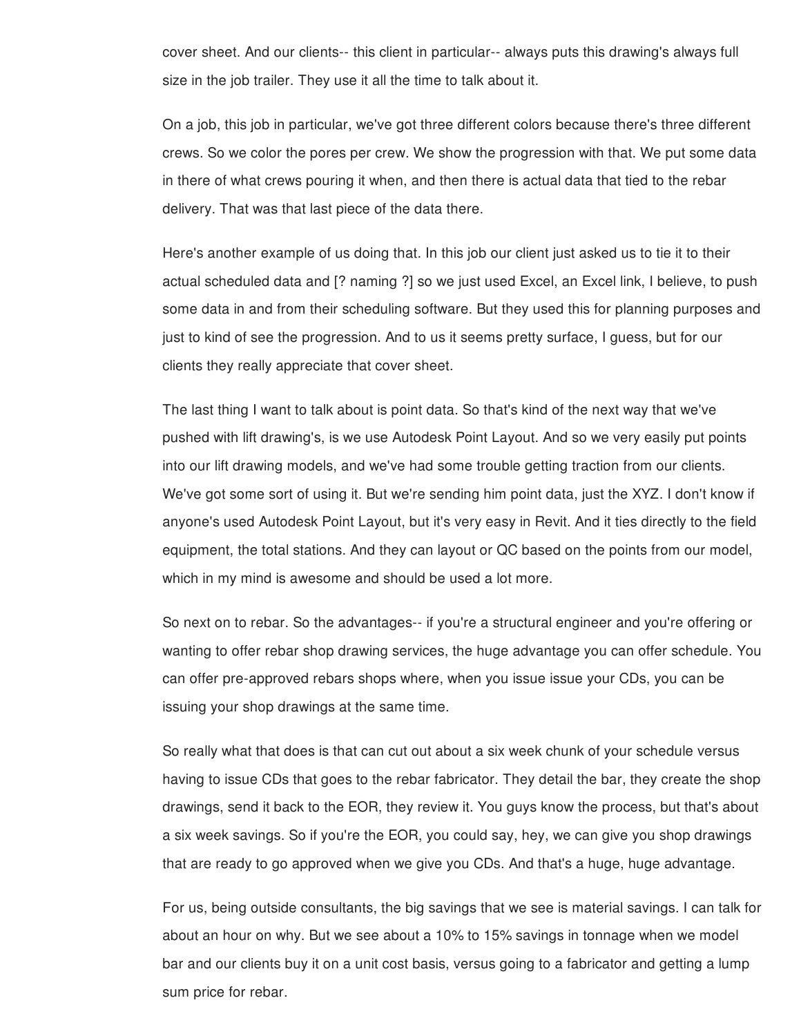cover sheet. And our clients-- this client in particular-- always puts this drawing's always full size in the job trailer. They use it all the time to talk about it.

On a job, this job in particular, we've got three different colors because there's three different crews. So we color the pores per crew. We show the progression with that. We put some data in there of what crews pouring it when, and then there is actual data that tied to the rebar delivery. That was that last piece of the data there.

Here's another example of us doing that. In this job our client just asked us to tie it to their actual scheduled data and [? naming ?] so we just used Excel, an Excel link, I believe, to push some data in and from their scheduling software. But they used this for planning purposes and just to kind of see the progression. And to us it seems pretty surface, I guess, but for our clients they really appreciate that cover sheet.

The last thing I want to talk about is point data. So that's kind of the next way that we've pushed with lift drawing's, is we use Autodesk Point Layout. And so we very easily put points into our lift drawing models, and we've had some trouble getting traction from our clients. We've got some sort of using it. But we're sending him point data, just the XYZ. I don't know if anyone's used Autodesk Point Layout, but it's very easy in Revit. And it ties directly to the field equipment, the total stations. And they can layout or QC based on the points from our model, which in my mind is awesome and should be used a lot more.

So next on to rebar. So the advantages-- if you're a structural engineer and you're offering or wanting to offer rebar shop drawing services, the huge advantage you can offer schedule. You can offer pre-approved rebars shops where, when you issue issue your CDs, you can be issuing your shop drawings at the same time.

So really what that does is that can cut out about a six week chunk of your schedule versus having to issue CDs that goes to the rebar fabricator. They detail the bar, they create the shop drawings, send it back to the EOR, they review it. You guys know the process, but that's about a six week savings. So if you're the EOR, you could say, hey, we can give you shop drawings that are ready to go approved when we give you CDs. And that's a huge, huge advantage.

For us, being outside consultants, the big savings that we see is material savings. I can talk for about an hour on why. But we see about a 10% to 15% savings in tonnage when we model bar and our clients buy it on a unit cost basis, versus going to a fabricator and getting a lump sum price for rebar.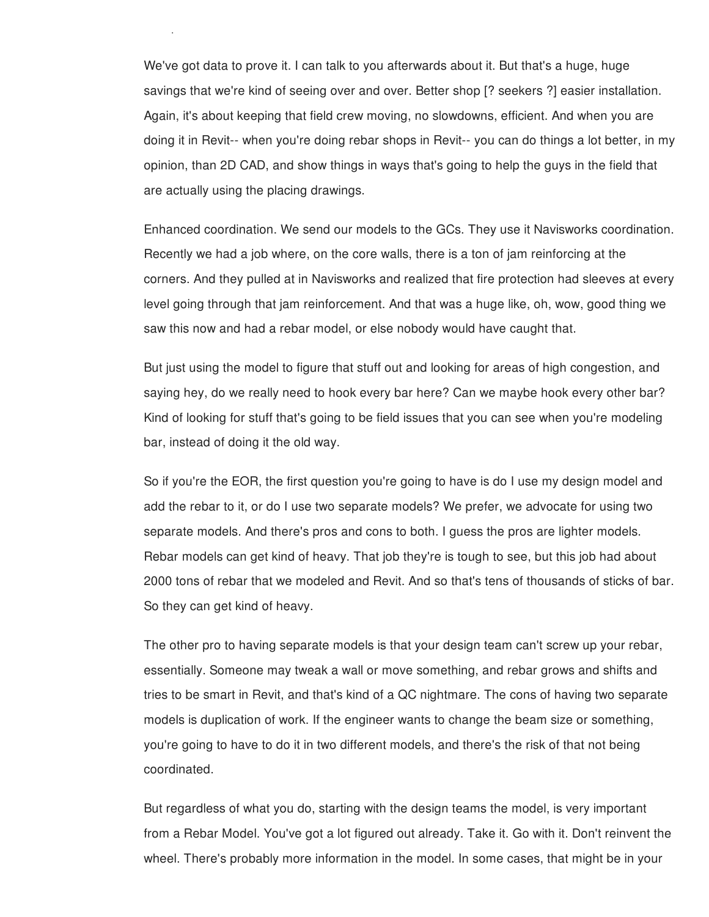We've got data to prove it. I can talk to you afterwards about it. But that's a huge, huge savings that we're kind of seeing over and over. Better shop [? seekers ?] easier installation. Again, it's about keeping that field crew moving, no slowdowns, efficient. And when you are doing it in Revit-- when you're doing rebar shops in Revit-- you can do things a lot better, in my opinion, than 2D CAD, and show things in ways that's going to help the guys in the field that are actually using the placing drawings.

Enhanced coordination. We send our models to the GCs. They use it Navisworks coordination. Recently we had a job where, on the core walls, there is a ton of jam reinforcing at the corners. And they pulled at in Navisworks and realized that fire protection had sleeves at every level going through that jam reinforcement. And that was a huge like, oh, wow, good thing we saw this now and had a rebar model, or else nobody would have caught that.

But just using the model to figure that stuff out and looking for areas of high congestion, and saying hey, do we really need to hook every bar here? Can we maybe hook every other bar? Kind of looking for stuff that's going to be field issues that you can see when you're modeling bar, instead of doing it the old way.

So if you're the EOR, the first question you're going to have is do I use my design model and add the rebar to it, or do I use two separate models? We prefer, we advocate for using two separate models. And there's pros and cons to both. I guess the pros are lighter models. Rebar models can get kind of heavy. That job they're is tough to see, but this job had about 2000 tons of rebar that we modeled and Revit. And so that's tens of thousands of sticks of bar. So they can get kind of heavy.

The other pro to having separate models is that your design team can't screw up your rebar, essentially. Someone may tweak a wall or move something, and rebar grows and shifts and tries to be smart in Revit, and that's kind of a QC nightmare. The cons of having two separate models is duplication of work. If the engineer wants to change the beam size or something, you're going to have to do it in two different models, and there's the risk of that not being coordinated.

But regardless of what you do, starting with the design teams the model, is very important from a Rebar Model. You've got a lot figured out already. Take it. Go with it. Don't reinvent the wheel. There's probably more information in the model. In some cases, that might be in your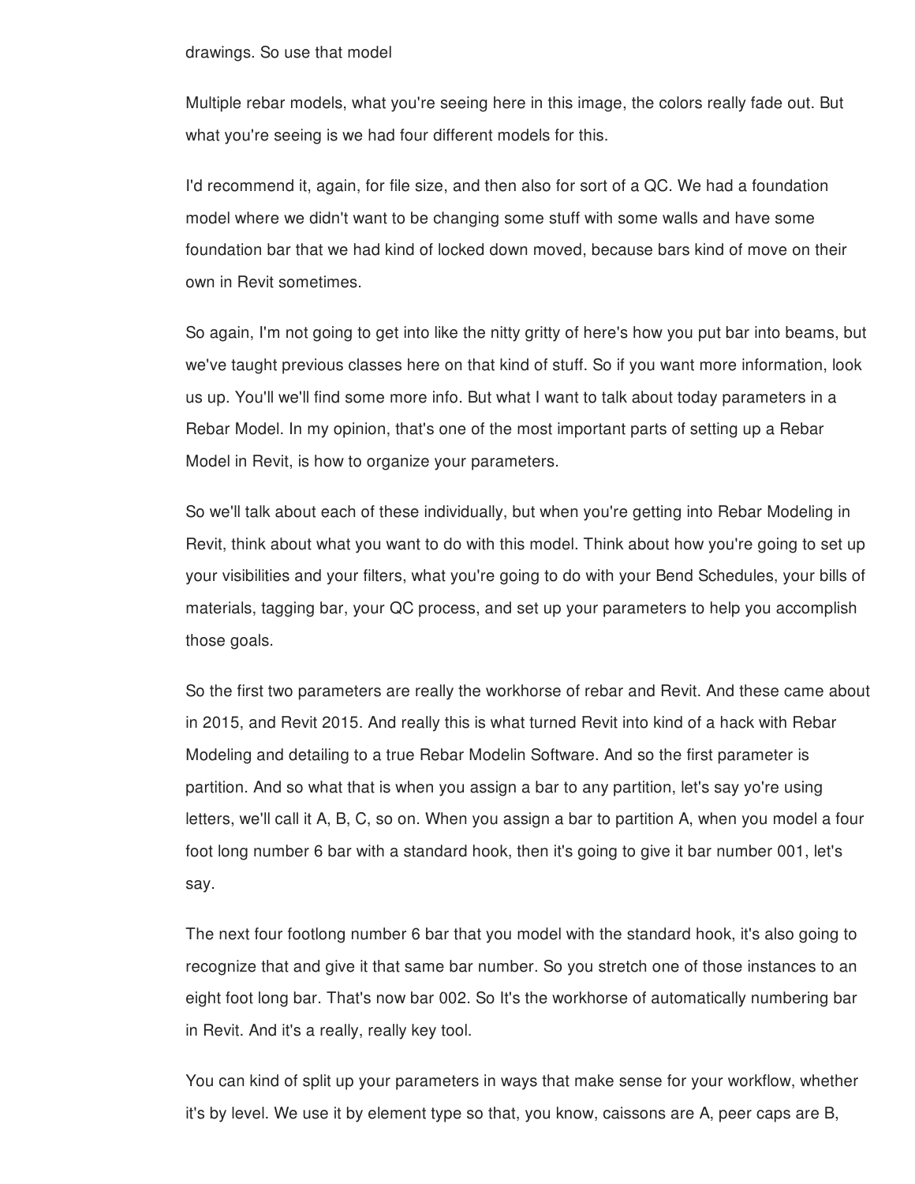drawings. So use that model

Multiple rebar models, what you're seeing here in this image, the colors really fade out. But what you're seeing is we had four different models for this.

I'd recommend it, again, for file size, and then also for sort of a QC. We had a foundation model where we didn't want to be changing some stuff with some walls and have some foundation bar that we had kind of locked down moved, because bars kind of move on their own in Revit sometimes.

So again, I'm not going to get into like the nitty gritty of here's how you put bar into beams, but we've taught previous classes here on that kind of stuff. So if you want more information, look us up. You'll we'll find some more info. But what I want to talk about today parameters in a Rebar Model. In my opinion, that's one of the most important parts of setting up a Rebar Model in Revit, is how to organize your parameters.

So we'll talk about each of these individually, but when you're getting into Rebar Modeling in Revit, think about what you want to do with this model. Think about how you're going to set up your visibilities and your filters, what you're going to do with your Bend Schedules, your bills of materials, tagging bar, your QC process, and set up your parameters to help you accomplish those goals.

So the first two parameters are really the workhorse of rebar and Revit. And these came about in 2015, and Revit 2015. And really this is what turned Revit into kind of a hack with Rebar Modeling and detailing to a true Rebar Modelin Software. And so the first parameter is partition. And so what that is when you assign a bar to any partition, let's say yo're using letters, we'll call it A, B, C, so on. When you assign a bar to partition A, when you model a four foot long number 6 bar with a standard hook, then it's going to give it bar number 001, let's say.

The next four footlong number 6 bar that you model with the standard hook, it's also going to recognize that and give it that same bar number. So you stretch one of those instances to an eight foot long bar. That's now bar 002. So It's the workhorse of automatically numbering bar in Revit. And it's a really, really key tool.

You can kind of split up your parameters in ways that make sense for your workflow, whether it's by level. We use it by element type so that, you know, caissons are A, peer caps are B,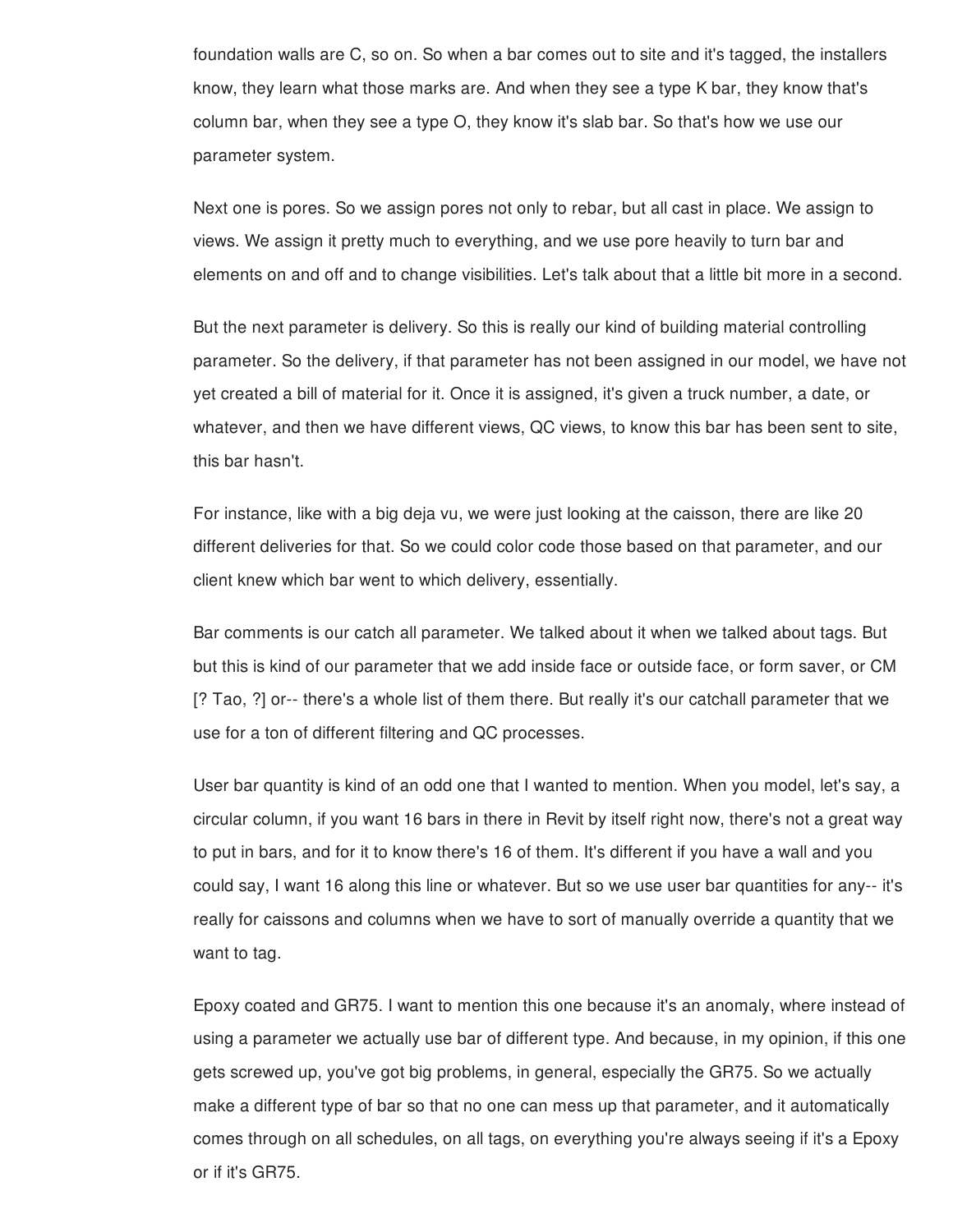foundation walls are C, so on. So when a bar comes out to site and it's tagged, the installers know, they learn what those marks are. And when they see a type K bar, they know that's column bar, when they see a type O, they know it's slab bar. So that's how we use our parameter system.

Next one is pores. So we assign pores not only to rebar, but all cast in place. We assign to views. We assign it pretty much to everything, and we use pore heavily to turn bar and elements on and off and to change visibilities. Let's talk about that a little bit more in a second.

But the next parameter is delivery. So this is really our kind of building material controlling parameter. So the delivery, if that parameter has not been assigned in our model, we have not yet created a bill of material for it. Once it is assigned, it's given a truck number, a date, or whatever, and then we have different views, QC views, to know this bar has been sent to site, this bar hasn't.

For instance, like with a big deja vu, we were just looking at the caisson, there are like 20 different deliveries for that. So we could color code those based on that parameter, and our client knew which bar went to which delivery, essentially.

Bar comments is our catch all parameter. We talked about it when we talked about tags. But but this is kind of our parameter that we add inside face or outside face, or form saver, or CM [? Tao, ?] or-- there's a whole list of them there. But really it's our catchall parameter that we use for a ton of different filtering and QC processes.

User bar quantity is kind of an odd one that I wanted to mention. When you model, let's say, a circular column, if you want 16 bars in there in Revit by itself right now, there's not a great way to put in bars, and for it to know there's 16 of them. It's different if you have a wall and you could say, I want 16 along this line or whatever. But so we use user bar quantities for any-- it's really for caissons and columns when we have to sort of manually override a quantity that we want to tag.

Epoxy coated and GR75. I want to mention this one because it's an anomaly, where instead of using a parameter we actually use bar of different type. And because, in my opinion, if this one gets screwed up, you've got big problems, in general, especially the GR75. So we actually make a different type of bar so that no one can mess up that parameter, and it automatically comes through on all schedules, on all tags, on everything you're always seeing if it's a Epoxy or if it's GR75.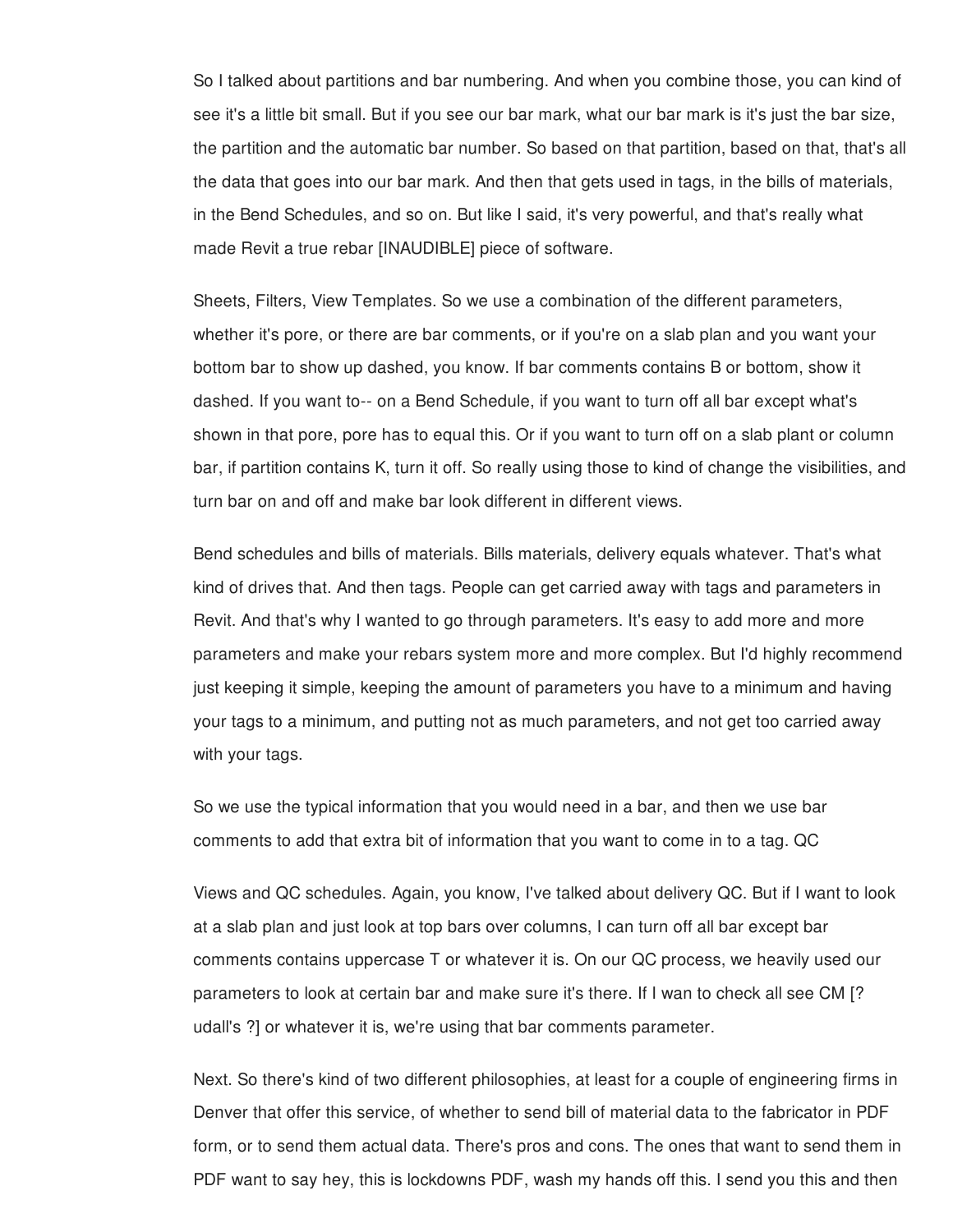So I talked about partitions and bar numbering. And when you combine those, you can kind of see it's a little bit small. But if you see our bar mark, what our bar mark is it's just the bar size, the partition and the automatic bar number. So based on that partition, based on that, that's all the data that goes into our bar mark. And then that gets used in tags, in the bills of materials, in the Bend Schedules, and so on. But like I said, it's very powerful, and that's really what made Revit a true rebar [INAUDIBLE] piece of software.

Sheets, Filters, View Templates. So we use a combination of the different parameters, whether it's pore, or there are bar comments, or if you're on a slab plan and you want your bottom bar to show up dashed, you know. If bar comments contains B or bottom, show it dashed. If you want to-- on a Bend Schedule, if you want to turn off all bar except what's shown in that pore, pore has to equal this. Or if you want to turn off on a slab plant or column bar, if partition contains K, turn it off. So really using those to kind of change the visibilities, and turn bar on and off and make bar look different in different views.

Bend schedules and bills of materials. Bills materials, delivery equals whatever. That's what kind of drives that. And then tags. People can get carried away with tags and parameters in Revit. And that's why I wanted to go through parameters. It's easy to add more and more parameters and make your rebars system more and more complex. But I'd highly recommend just keeping it simple, keeping the amount of parameters you have to a minimum and having your tags to a minimum, and putting not as much parameters, and not get too carried away with your tags.

So we use the typical information that you would need in a bar, and then we use bar comments to add that extra bit of information that you want to come in to a tag. QC

Views and QC schedules. Again, you know, I've talked about delivery QC. But if I want to look at a slab plan and just look at top bars over columns, I can turn off all bar except bar comments contains uppercase T or whatever it is. On our QC process, we heavily used our parameters to look at certain bar and make sure it's there. If I wan to check all see CM [? udall's ?] or whatever it is, we're using that bar comments parameter.

Next. So there's kind of two different philosophies, at least for a couple of engineering firms in Denver that offer this service, of whether to send bill of material data to the fabricator in PDF form, or to send them actual data. There's pros and cons. The ones that want to send them in PDF want to say hey, this is lockdowns PDF, wash my hands off this. I send you this and then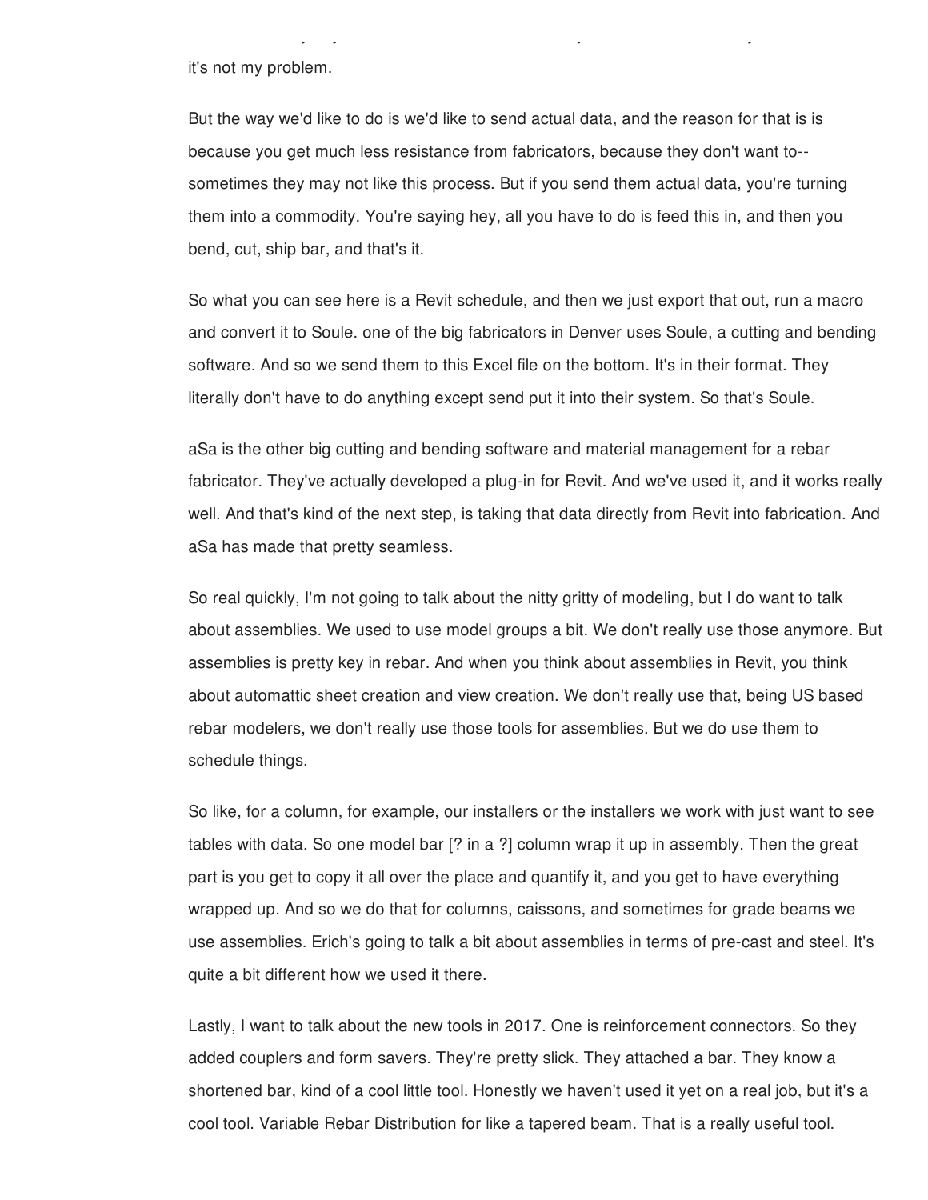it's not my problem.

But the way we'd like to do is we'd like to send actual data, and the reason for that is is because you get much less resistance from fabricators, because they don't want to-- sometimes they may not like this process. But if you send them actual data, you're turning them into a commodity. You're saying hey, all you have to do is feed this in, and then you bend, cut, ship bar, and that's it.

So what you can see here is a Revit schedule, and then we just export that out, run a macro and convert it to Soule. one of the big fabricators in Denver uses Soule, a cutting and bending software. And so we send them to this Excel file on the bottom. It's in their format. They literally don't have to do anything except send put it into their system. So that's Soule.

aSa is the other big cutting and bending software and material management for a rebar fabricator. They've actually developed a plug-in for Revit. And we've used it, and it works really well. And that's kind of the next step, is taking that data directly from Revit into fabrication. And aSa has made that pretty seamless.

So real quickly, I'm not going to talk about the nitty gritty of modeling, but I do want to talk about assemblies. We used to use model groups a bit. We don't really use those anymore. But assemblies is pretty key in rebar. And when you think about assemblies in Revit, you think about automattic sheet creation and view creation. We don't really use that, being US based rebar modelers, we don't really use those tools for assemblies. But we do use them to schedule things.

So like, for a column, for example, our installers or the installers we work with just want to see tables with data. So one model bar [? in a ?] column wrap it up in assembly. Then the great part is you get to copy it all over the place and quantify it, and you get to have everything wrapped up. And so we do that for columns, caissons, and sometimes for grade beams we use assemblies. Erich's going to talk a bit about assemblies in terms of pre-cast and steel. It's quite a bit different how we used it there.

Lastly, I want to talk about the new tools in 2017. One is reinforcement connectors. So they added couplers and form savers. They're pretty slick. They attached a bar. They know a shortened bar, kind of a cool little tool. Honestly we haven't used it yet on a real job, but it's a cool tool. Variable Rebar Distribution for like a tapered beam. That is a really useful tool.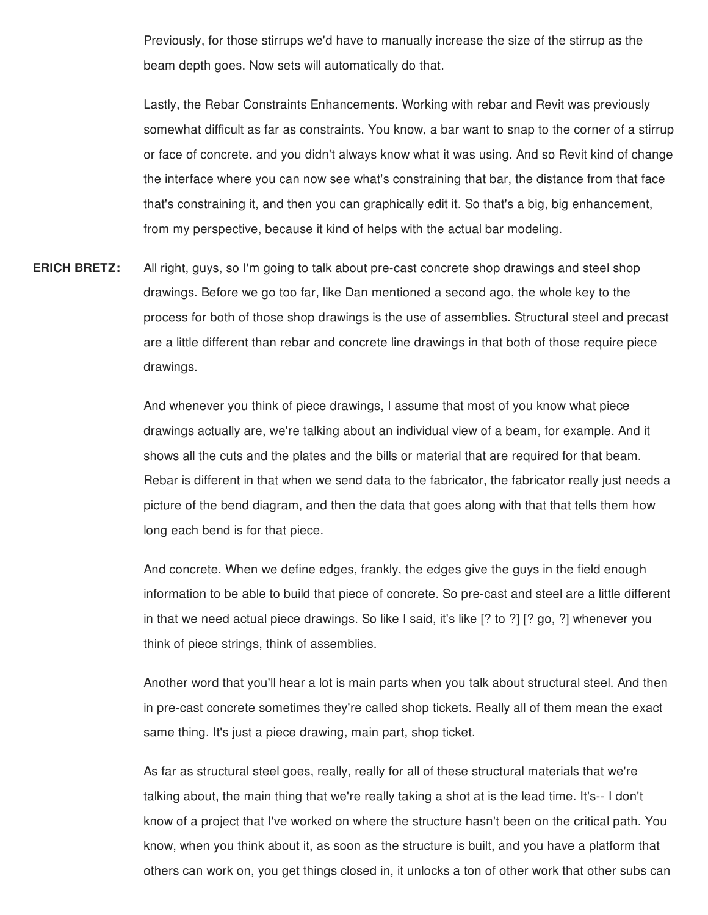Previously, for those stirrups we'd have to manually increase the size of the stirrup as the beam depth goes. Now sets will automatically do that.

Lastly, the Rebar Constraints Enhancements. Working with rebar and Revit was previously somewhat difficult as far as constraints. You know, a bar want to snap to the corner of a stirrup or face of concrete, and you didn't always know what it was using. And so Revit kind of change the interface where you can now see what's constraining that bar, the distance from that face that's constraining it, and then you can graphically edit it. So that's a big, big enhancement, from my perspective, because it kind of helps with the actual bar modeling.

**ERICH BRETZ:** All right, guys, so I'm going to talk about pre-cast concrete shop drawings and steel shop drawings. Before we go too far, like Dan mentioned a second ago, the whole key to the process for both of those shop drawings is the use of assemblies. Structural steel and precast are a little different than rebar and concrete line drawings in that both of those require piece drawings.

And whenever you think of piece drawings, I assume that most of you know what piece drawings actually are, we're talking about an individual view of a beam, for example. And it shows all the cuts and the plates and the bills or material that are required for that beam. Rebar is different in that when we send data to the fabricator, the fabricator really just needs a picture of the bend diagram, and then the data that goes along with that that tells them how long each bend is for that piece.

And concrete. When we define edges, frankly, the edges give the guys in the field enough information to be able to build that piece of concrete. So pre-cast and steel are a little different in that we need actual piece drawings. So like I said, it's like [? to ?] [? go, ?] whenever you think of piece strings, think of assemblies.

Another word that you'll hear a lot is main parts when you talk about structural steel. And then in pre-cast concrete sometimes they're called shop tickets. Really all of them mean the exact same thing. It's just a piece drawing, main part, shop ticket.

As far as structural steel goes, really, really for all of these structural materials that we're talking about, the main thing that we're really taking a shot at is the lead time. It's-- I don't know of a project that I've worked on where the structure hasn't been on the critical path. You know, when you think about it, as soon as the structure is built, and you have a platform that others can work on, you get things closed in, it unlocks a ton of other work that other subs can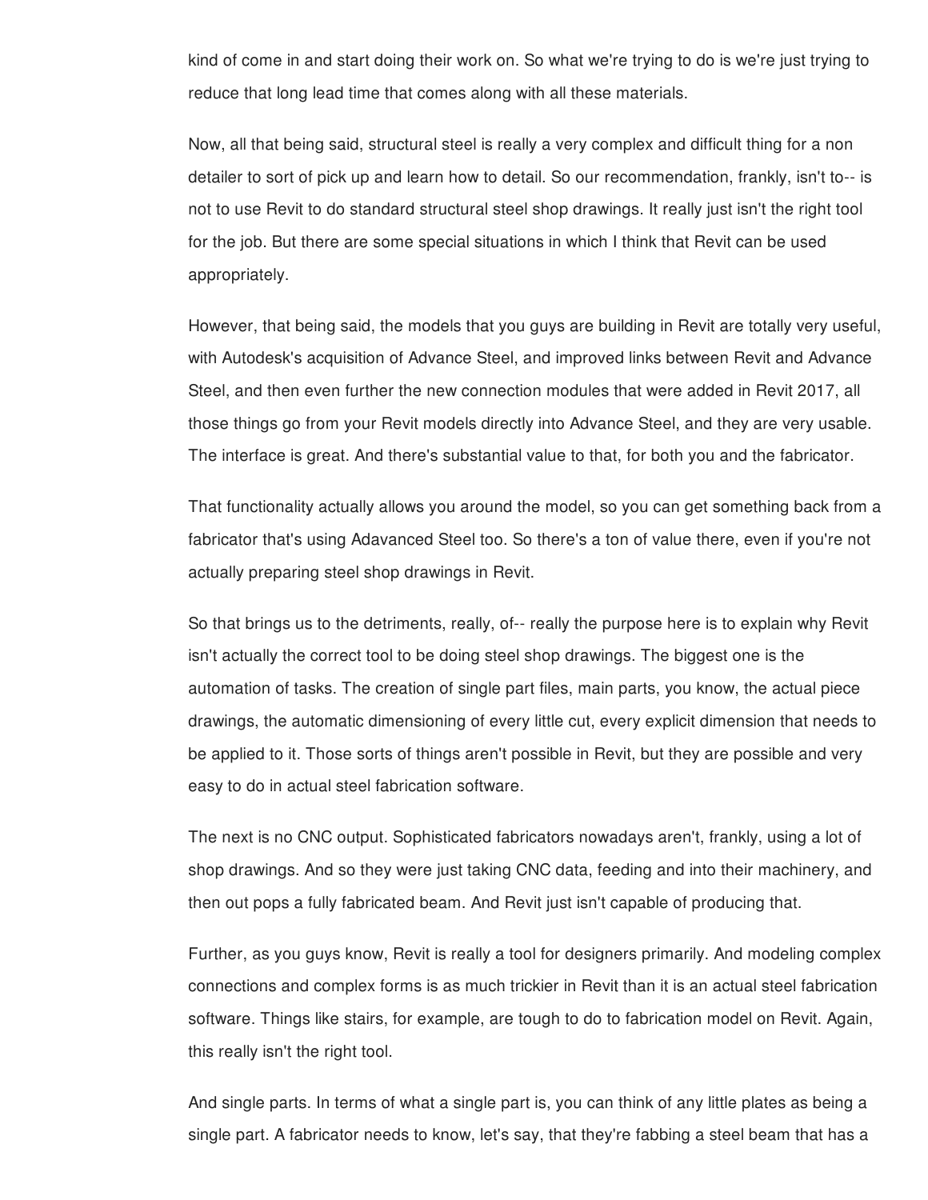kind of come in and start doing their work on. So what we're trying to do is we're just trying to reduce that long lead time that comes along with all these materials.

Now, all that being said, structural steel is really a very complex and difficult thing for a non detailer to sort of pick up and learn how to detail. So our recommendation, frankly, isn't to-- is not to use Revit to do standard structural steel shop drawings. It really just isn't the right tool for the job. But there are some special situations in which I think that Revit can be used appropriately.

However, that being said, the models that you guys are building in Revit are totally very useful, with Autodesk's acquisition of Advance Steel, and improved links between Revit and Advance Steel, and then even further the new connection modules that were added in Revit 2017, all those things go from your Revit models directly into Advance Steel, and they are very usable. The interface is great. And there's substantial value to that, for both you and the fabricator.

That functionality actually allows you around the model, so you can get something back from a fabricator that's using Adavanced Steel too. So there's a ton of value there, even if you're not actually preparing steel shop drawings in Revit.

So that brings us to the detriments, really, of-- really the purpose here is to explain why Revit isn't actually the correct tool to be doing steel shop drawings. The biggest one is the automation of tasks. The creation of single part files, main parts, you know, the actual piece drawings, the automatic dimensioning of every little cut, every explicit dimension that needs to be applied to it. Those sorts of things aren't possible in Revit, but they are possible and very easy to do in actual steel fabrication software.

The next is no CNC output. Sophisticated fabricators nowadays aren't, frankly, using a lot of shop drawings. And so they were just taking CNC data, feeding and into their machinery, and then out pops a fully fabricated beam. And Revit just isn't capable of producing that.

Further, as you guys know, Revit is really a tool for designers primarily. And modeling complex connections and complex forms is as much trickier in Revit than it is an actual steel fabrication software. Things like stairs, for example, are tough to do to fabrication model on Revit. Again, this really isn't the right tool.

And single parts. In terms of what a single part is, you can think of any little plates as being a single part. A fabricator needs to know, let's say, that they're fabbing a steel beam that has a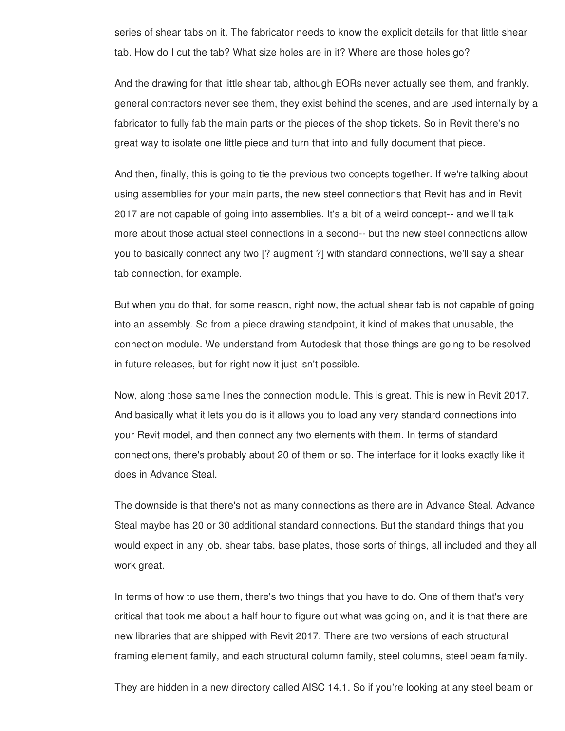series of shear tabs on it. The fabricator needs to know the explicit details for that little shear tab. How do I cut the tab? What size holes are in it? Where are those holes go?

And the drawing for that little shear tab, although EORs never actually see them, and frankly, general contractors never see them, they exist behind the scenes, and are used internally by a fabricator to fully fab the main parts or the pieces of the shop tickets. So in Revit there's no great way to isolate one little piece and turn that into and fully document that piece.

And then, finally, this is going to tie the previous two concepts together. If we're talking about using assemblies for your main parts, the new steel connections that Revit has and in Revit 2017 are not capable of going into assemblies. It's a bit of a weird concept-- and we'll talk more about those actual steel connections in a second-- but the new steel connections allow you to basically connect any two [? augment ?] with standard connections, we'll say a shear tab connection, for example.

But when you do that, for some reason, right now, the actual shear tab is not capable of going into an assembly. So from a piece drawing standpoint, it kind of makes that unusable, the connection module. We understand from Autodesk that those things are going to be resolved in future releases, but for right now it just isn't possible.

Now, along those same lines the connection module. This is great. This is new in Revit 2017. And basically what it lets you do is it allows you to load any very standard connections into your Revit model, and then connect any two elements with them. In terms of standard connections, there's probably about 20 of them or so. The interface for it looks exactly like it does in Advance Steal.

The downside is that there's not as many connections as there are in Advance Steal. Advance Steal maybe has 20 or 30 additional standard connections. But the standard things that you would expect in any job, shear tabs, base plates, those sorts of things, all included and they all work great.

In terms of how to use them, there's two things that you have to do. One of them that's very critical that took me about a half hour to figure out what was going on, and it is that there are new libraries that are shipped with Revit 2017. There are two versions of each structural framing element family, and each structural column family, steel columns, steel beam family.

They are hidden in a new directory called AISC 14.1. So if you're looking at any steel beam or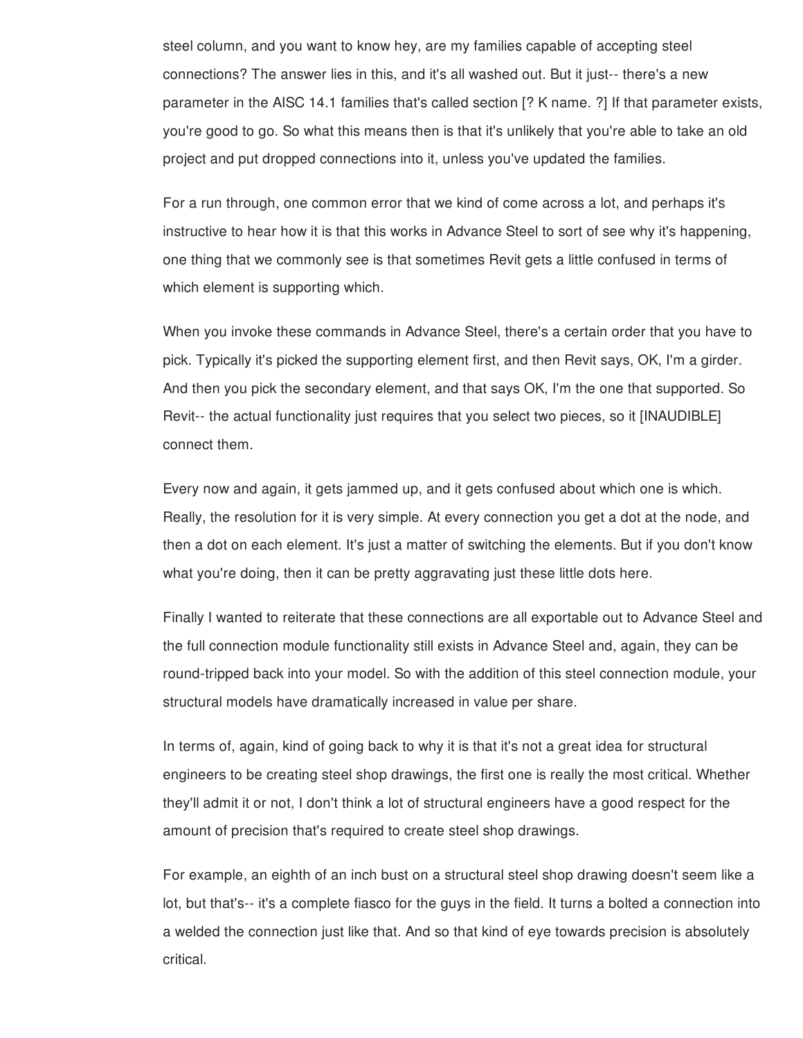steel column, and you want to know hey, are my families capable of accepting steel connections? The answer lies in this, and it's all washed out. But it just-- there's a new parameter in the AISC 14.1 families that's called section [? K name. ?] If that parameter exists, you're good to go. So what this means then is that it's unlikely that you're able to take an old project and put dropped connections into it, unless you've updated the families.

For a run through, one common error that we kind of come across a lot, and perhaps it's instructive to hear how it is that this works in Advance Steel to sort of see why it's happening, one thing that we commonly see is that sometimes Revit gets a little confused in terms of which element is supporting which.

When you invoke these commands in Advance Steel, there's a certain order that you have to pick. Typically it's picked the supporting element first, and then Revit says, OK, I'm a girder. And then you pick the secondary element, and that says OK, I'm the one that supported. So Revit-- the actual functionality just requires that you select two pieces, so it [INAUDIBLE] connect them.

Every now and again, it gets jammed up, and it gets confused about which one is which. Really, the resolution for it is very simple. At every connection you get a dot at the node, and then a dot on each element. It's just a matter of switching the elements. But if you don't know what you're doing, then it can be pretty aggravating just these little dots here.

Finally I wanted to reiterate that these connections are all exportable out to Advance Steel and the full connection module functionality still exists in Advance Steel and, again, they can be round-tripped back into your model. So with the addition of this steel connection module, your structural models have dramatically increased in value per share.

In terms of, again, kind of going back to why it is that it's not a great idea for structural engineers to be creating steel shop drawings, the first one is really the most critical. Whether they'll admit it or not, I don't think a lot of structural engineers have a good respect for the amount of precision that's required to create steel shop drawings.

For example, an eighth of an inch bust on a structural steel shop drawing doesn't seem like a lot, but that's-- it's a complete fiasco for the guys in the field. It turns a bolted a connection into a welded the connection just like that. And so that kind of eye towards precision is absolutely critical.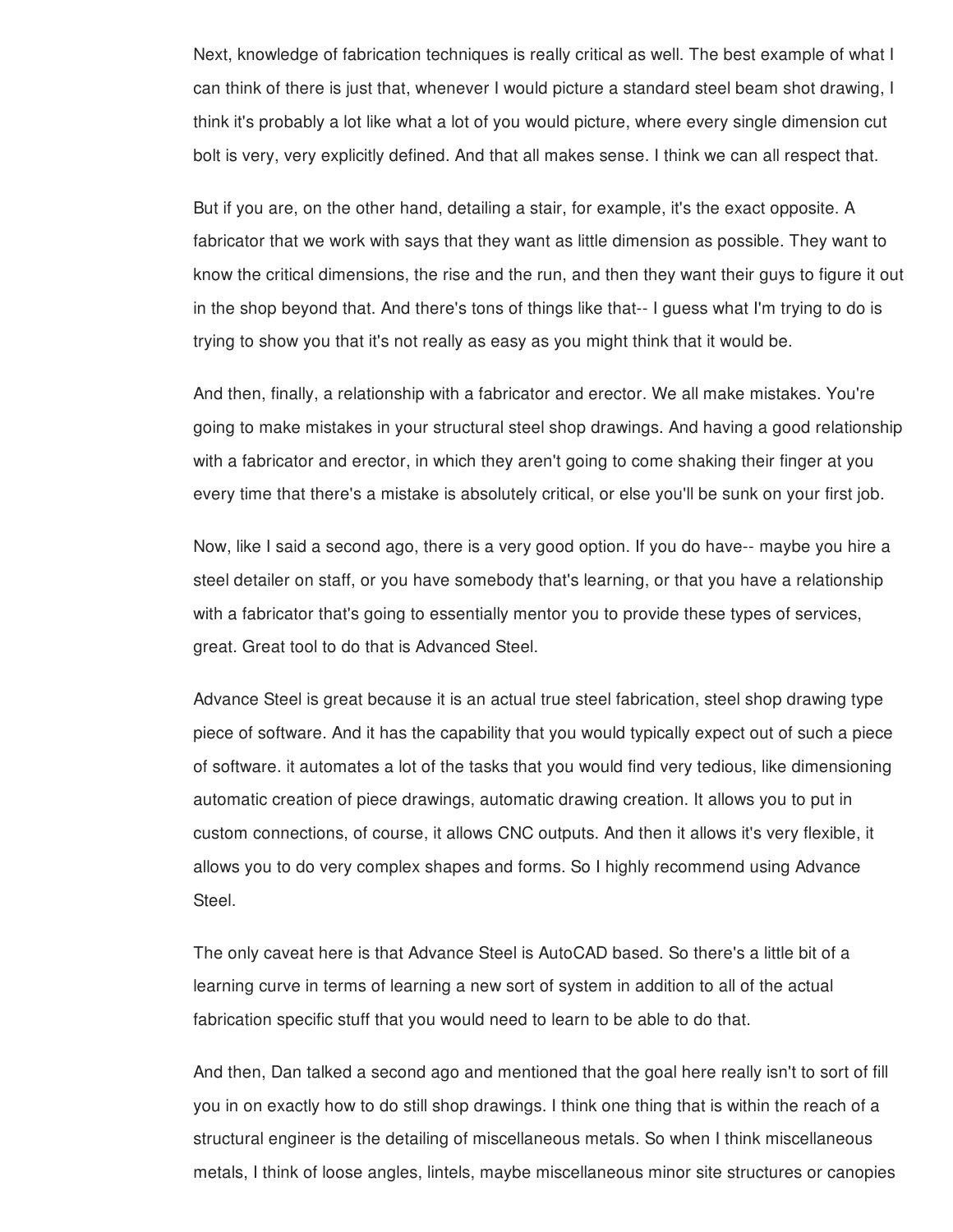Next, knowledge of fabrication techniques is really critical as well. The best example of what I can think of there is just that, whenever I would picture a standard steel beam shot drawing, I think it's probably a lot like what a lot of you would picture, where every single dimension cut bolt is very, very explicitly defined. And that all makes sense. I think we can all respect that.

But if you are, on the other hand, detailing a stair, for example, it's the exact opposite. A fabricator that we work with says that they want as little dimension as possible. They want to know the critical dimensions, the rise and the run, and then they want their guys to figure it out in the shop beyond that. And there's tons of things like that-- I guess what I'm trying to do is trying to show you that it's not really as easy as you might think that it would be.

And then, finally, a relationship with a fabricator and erector. We all make mistakes. You're going to make mistakes in your structural steel shop drawings. And having a good relationship with a fabricator and erector, in which they aren't going to come shaking their finger at you every time that there's a mistake is absolutely critical, or else you'll be sunk on your first job.

Now, like I said a second ago, there is a very good option. If you do have-- maybe you hire a steel detailer on staff, or you have somebody that's learning, or that you have a relationship with a fabricator that's going to essentially mentor you to provide these types of services, great. Great tool to do that is Advanced Steel.

Advance Steel is great because it is an actual true steel fabrication, steel shop drawing type piece of software. And it has the capability that you would typically expect out of such a piece of software. it automates a lot of the tasks that you would find very tedious, like dimensioning automatic creation of piece drawings, automatic drawing creation. It allows you to put in custom connections, of course, it allows CNC outputs. And then it allows it's very flexible, it allows you to do very complex shapes and forms. So I highly recommend using Advance Steel.

The only caveat here is that Advance Steel is AutoCAD based. So there's a little bit of a learning curve in terms of learning a new sort of system in addition to all of the actual fabrication specific stuff that you would need to learn to be able to do that.

And then, Dan talked a second ago and mentioned that the goal here really isn't to sort of fill you in on exactly how to do still shop drawings. I think one thing that is within the reach of a structural engineer is the detailing of miscellaneous metals. So when I think miscellaneous metals, I think of loose angles, lintels, maybe miscellaneous minor site structures or canopies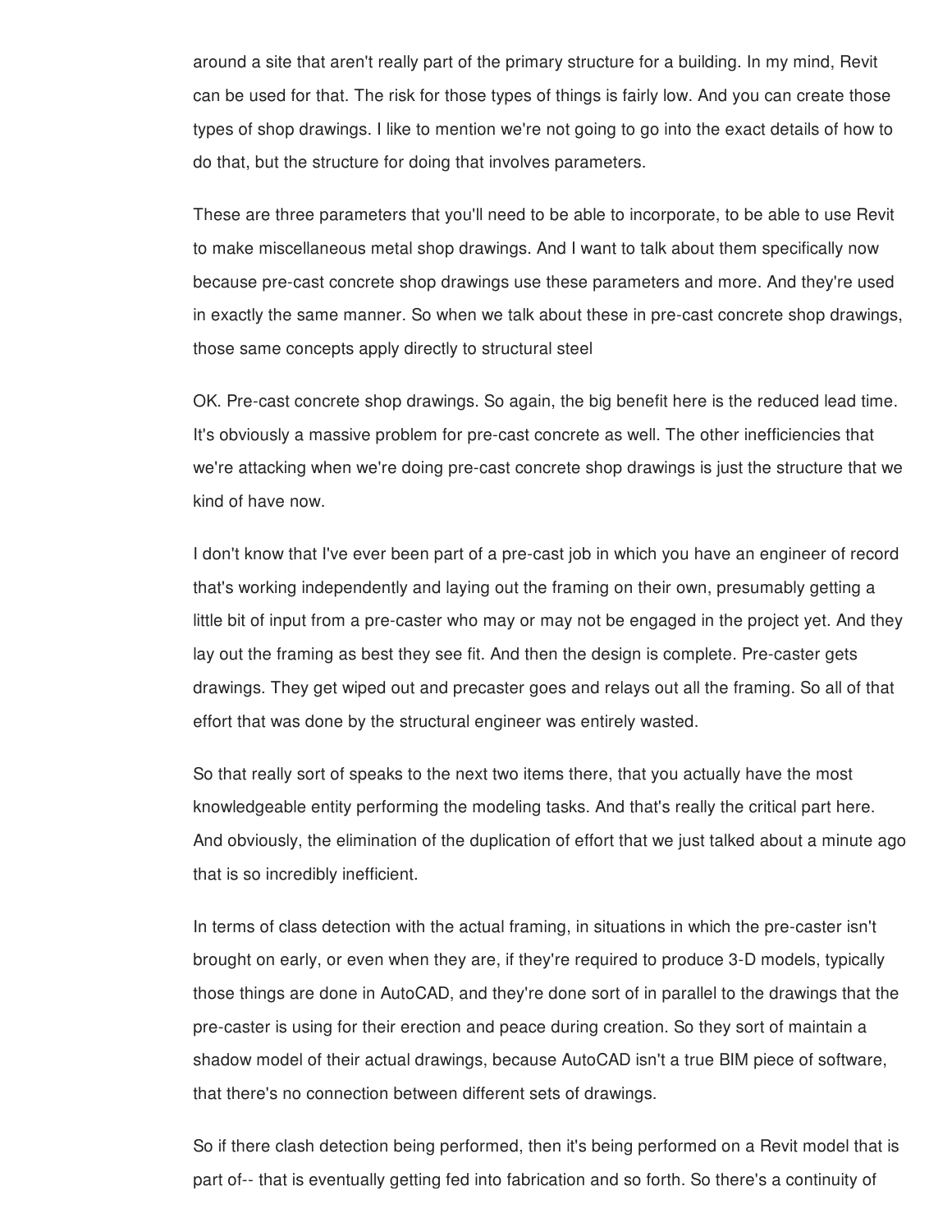around a site that aren't really part of the primary structure for a building. In my mind, Revit can be used for that. The risk for those types of things is fairly low. And you can create those types of shop drawings. I like to mention we're not going to go into the exact details of how to do that, but the structure for doing that involves parameters.

These are three parameters that you'll need to be able to incorporate, to be able to use Revit to make miscellaneous metal shop drawings. And I want to talk about them specifically now because pre-cast concrete shop drawings use these parameters and more. And they're used in exactly the same manner. So when we talk about these in pre-cast concrete shop drawings, those same concepts apply directly to structural steel

OK. Pre-cast concrete shop drawings. So again, the big benefit here is the reduced lead time. It's obviously a massive problem for pre-cast concrete as well. The other inefficiencies that we're attacking when we're doing pre-cast concrete shop drawings is just the structure that we kind of have now.

I don't know that I've ever been part of a pre-cast job in which you have an engineer of record that's working independently and laying out the framing on their own, presumably getting a little bit of input from a pre-caster who may or may not be engaged in the project yet. And they lay out the framing as best they see fit. And then the design is complete. Pre-caster gets drawings. They get wiped out and precaster goes and relays out all the framing. So all of that effort that was done by the structural engineer was entirely wasted.

So that really sort of speaks to the next two items there, that you actually have the most knowledgeable entity performing the modeling tasks. And that's really the critical part here. And obviously, the elimination of the duplication of effort that we just talked about a minute ago that is so incredibly inefficient.

In terms of class detection with the actual framing, in situations in which the pre-caster isn't brought on early, or even when they are, if they're required to produce 3-D models, typically those things are done in AutoCAD, and they're done sort of in parallel to the drawings that the pre-caster is using for their erection and peace during creation. So they sort of maintain a shadow model of their actual drawings, because AutoCAD isn't a true BIM piece of software, that there's no connection between different sets of drawings.

So if there clash detection being performed, then it's being performed on a Revit model that is part of-- that is eventually getting fed into fabrication and so forth. So there's a continuity of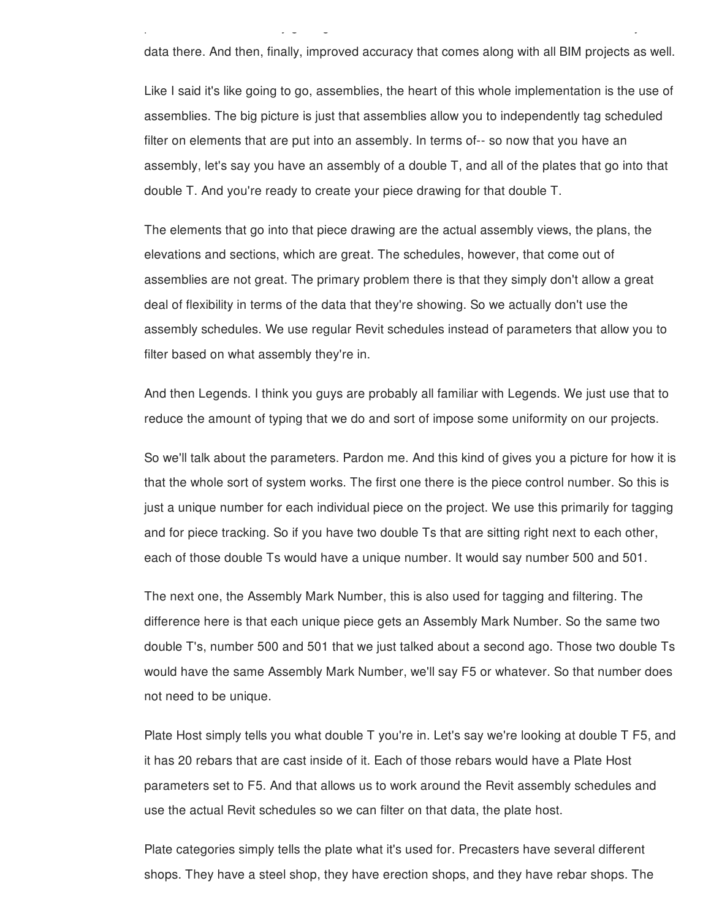data there. And then, finally, improved accuracy that comes along with all BIM projects as well.

Like I said it's like going to go, assemblies, the heart of this whole implementation is the use of assemblies. The big picture is just that assemblies allow you to independently tag scheduled filter on elements that are put into an assembly. In terms of-- so now that you have an assembly, let's say you have an assembly of a double T, and all of the plates that go into that double T. And you're ready to create your piece drawing for that double T.

The elements that go into that piece drawing are the actual assembly views, the plans, the elevations and sections, which are great. The schedules, however, that come out of assemblies are not great. The primary problem there is that they simply don't allow a great deal of flexibility in terms of the data that they're showing. So we actually don't use the assembly schedules. We use regular Revit schedules instead of parameters that allow you to filter based on what assembly they're in.

And then Legends. I think you guys are probably all familiar with Legends. We just use that to reduce the amount of typing that we do and sort of impose some uniformity on our projects.

So we'll talk about the parameters. Pardon me. And this kind of gives you a picture for how it is that the whole sort of system works. The first one there is the piece control number. So this is just a unique number for each individual piece on the project. We use this primarily for tagging and for piece tracking. So if you have two double Ts that are sitting right next to each other, each of those double Ts would have a unique number. It would say number 500 and 501.

The next one, the Assembly Mark Number, this is also used for tagging and filtering. The difference here is that each unique piece gets an Assembly Mark Number. So the same two double T's, number 500 and 501 that we just talked about a second ago. Those two double Ts would have the same Assembly Mark Number, we'll say F5 or whatever. So that number does not need to be unique.

Plate Host simply tells you what double T you're in. Let's say we're looking at double T F5, and it has 20 rebars that are cast inside of it. Each of those rebars would have a Plate Host parameters set to F5. And that allows us to work around the Revit assembly schedules and use the actual Revit schedules so we can filter on that data, the plate host.

Plate categories simply tells the plate what it's used for. Precasters have several different shops. They have a steel shop, they have erection shops, and they have rebar shops. The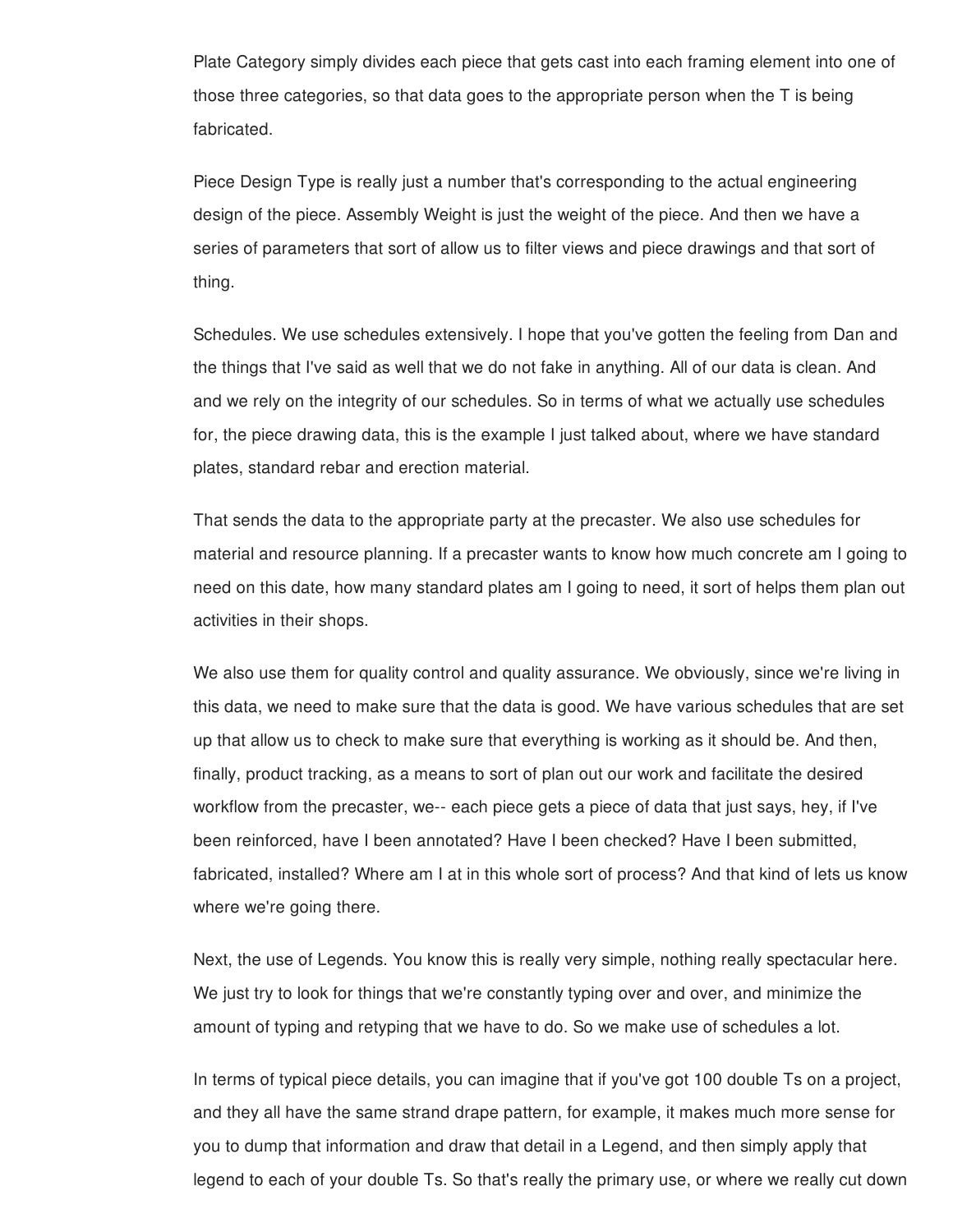Plate Category simply divides each piece that gets cast into each framing element into one of those three categories, so that data goes to the appropriate person when the T is being fabricated.

Piece Design Type is really just a number that's corresponding to the actual engineering design of the piece. Assembly Weight is just the weight of the piece. And then we have a series of parameters that sort of allow us to filter views and piece drawings and that sort of thing.

Schedules. We use schedules extensively. I hope that you've gotten the feeling from Dan and the things that I've said as well that we do not fake in anything. All of our data is clean. And and we rely on the integrity of our schedules. So in terms of what we actually use schedules for, the piece drawing data, this is the example I just talked about, where we have standard plates, standard rebar and erection material.

That sends the data to the appropriate party at the precaster. We also use schedules for material and resource planning. If a precaster wants to know how much concrete am I going to need on this date, how many standard plates am I going to need, it sort of helps them plan out activities in their shops.

We also use them for quality control and quality assurance. We obviously, since we're living in this data, we need to make sure that the data is good. We have various schedules that are set up that allow us to check to make sure that everything is working as it should be. And then, finally, product tracking, as a means to sort of plan out our work and facilitate the desired workflow from the precaster, we-- each piece gets a piece of data that just says, hey, if I've been reinforced, have I been annotated? Have I been checked? Have I been submitted, fabricated, installed? Where am I at in this whole sort of process? And that kind of lets us know where we're going there.

Next, the use of Legends. You know this is really very simple, nothing really spectacular here. We just try to look for things that we're constantly typing over and over, and minimize the amount of typing and retyping that we have to do. So we make use of schedules a lot.

In terms of typical piece details, you can imagine that if you've got 100 double Ts on a project, and they all have the same strand drape pattern, for example, it makes much more sense for you to dump that information and draw that detail in a Legend, and then simply apply that legend to each of your double Ts. So that's really the primary use, or where we really cut down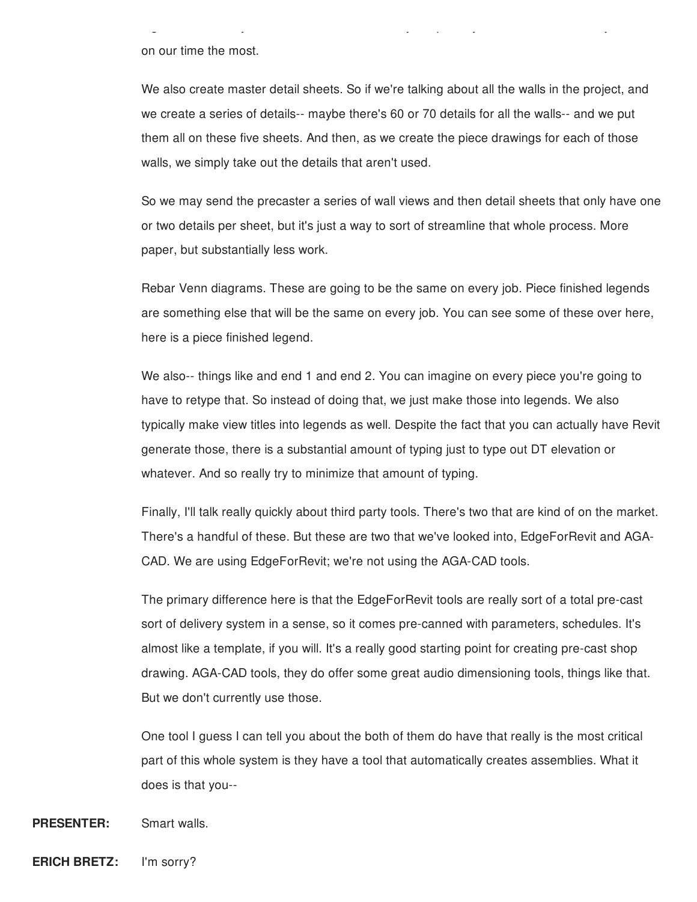on our time the most.

We also create master detail sheets. So if we're talking about all the walls in the project, and we create a series of details-- maybe there's 60 or 70 details for all the walls-- and we put them all on these five sheets. And then, as we create the piece drawings for each of those walls, we simply take out the details that aren't used.

So we may send the precaster a series of wall views and then detail sheets that only have one or two details per sheet, but it's just a way to sort of streamline that whole process. More paper, but substantially less work.

Rebar Venn diagrams. These are going to be the same on every job. Piece finished legends are something else that will be the same on every job. You can see some of these over here, here is a piece finished legend.

We also-- things like and end 1 and end 2. You can imagine on every piece you're going to have to retype that. So instead of doing that, we just make those into legends. We also typically make view titles into legends as well. Despite the fact that you can actually have Revit generate those, there is a substantial amount of typing just to type out DT elevation or whatever. And so really try to minimize that amount of typing.

Finally, I'll talk really quickly about third party tools. There's two that are kind of on the market. There's a handful of these. But these are two that we've looked into, EdgeForRevit and AGA-CAD. We are using EdgeForRevit; we're not using the AGA-CAD tools.

The primary difference here is that the EdgeForRevit tools are really sort of a total pre-cast sort of delivery system in a sense, so it comes pre-canned with parameters, schedules. It's almost like a template, if you will. It's a really good starting point for creating pre-cast shop drawing. AGA-CAD tools, they do offer some great audio dimensioning tools, things like that. But we don't currently use those.

One tool I guess I can tell you about the both of them do have that really is the most critical part of this whole system is they have a tool that automatically creates assemblies. What it does is that you--

**PRESENTER:** Smart walls.

**ERICH BRETZ:** I'm sorry?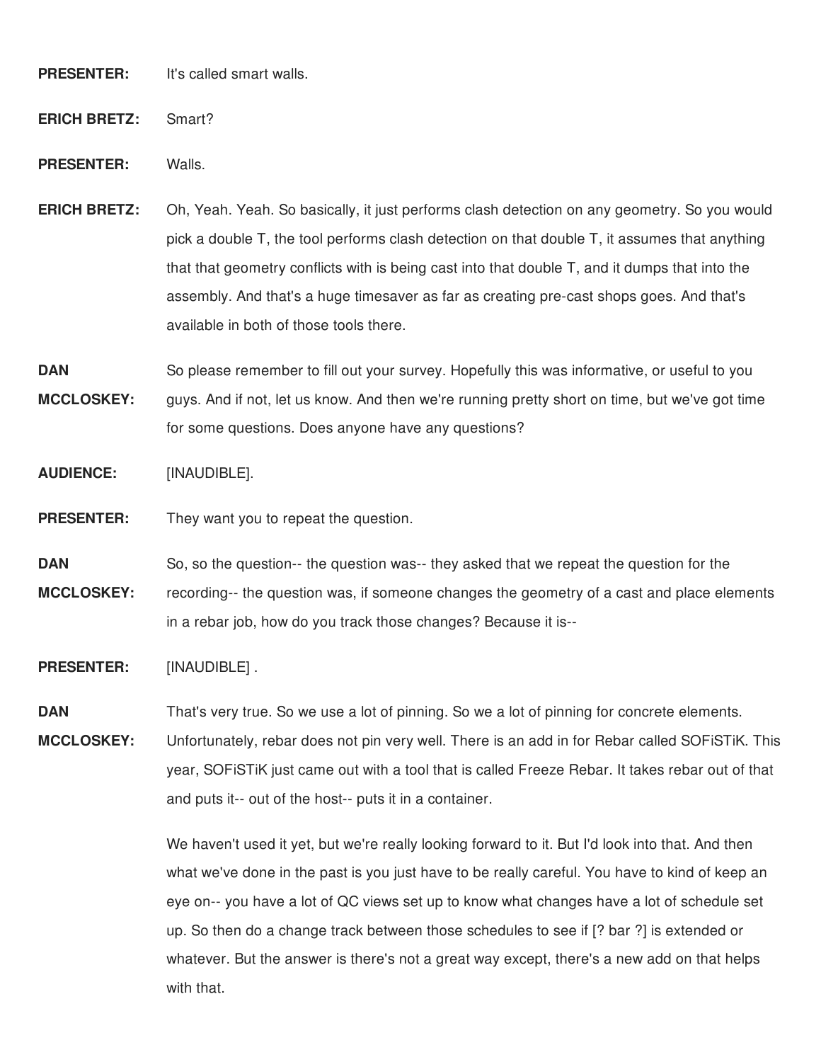**PRESENTER:** It's called smart walls.

**ERICH BRETZ:** Smart?

**PRESENTER:** Walls.

**ERICH BRETZ:** Oh, Yeah. Yeah. So basically, it just performs clash detection on any geometry. So you would pick a double T, the tool performs clash detection on that double T, it assumes that anything that that geometry conflicts with is being cast into that double T, and it dumps that into the assembly. And that's a huge timesaver as far as creating pre-cast shops goes. And that's available in both of those tools there.

**DAN MCCLOSKEY:** So please remember to fill out your survey. Hopefully this was informative, or useful to you guys. And if not, let us know. And then we're running pretty short on time, but we've got time for some questions. Does anyone have any questions?

**AUDIENCE:** [INAUDIBLE].

**PRESENTER:** They want you to repeat the question.

**DAN MCCLOSKEY:** So, so the question-- the question was-- they asked that we repeat the question for the recording-- the question was, if someone changes the geometry of a cast and place elements in a rebar job, how do you track those changes? Because it is--

**PRESENTER:** [INAUDIBLE] .

**DAN MCCLOSKEY:** That's very true. So we use a lot of pinning. So we a lot of pinning for concrete elements. Unfortunately, rebar does not pin very well. There is an add in for Rebar called SOFiSTiK. This year, SOFiSTiK just came out with a tool that is called Freeze Rebar. It takes rebar out of that and puts it-- out of the host-- puts it in a container.

We haven't used it yet, but we're really looking forward to it. But I'd look into that. And then what we've done in the past is you just have to be really careful. You have to kind of keep an eye on-- you have a lot of QC views set up to know what changes have a lot of schedule set up. So then do a change track between those schedules to see if [? bar ?] is extended or whatever. But the answer is there's not a great way except, there's a new add on that helps with that.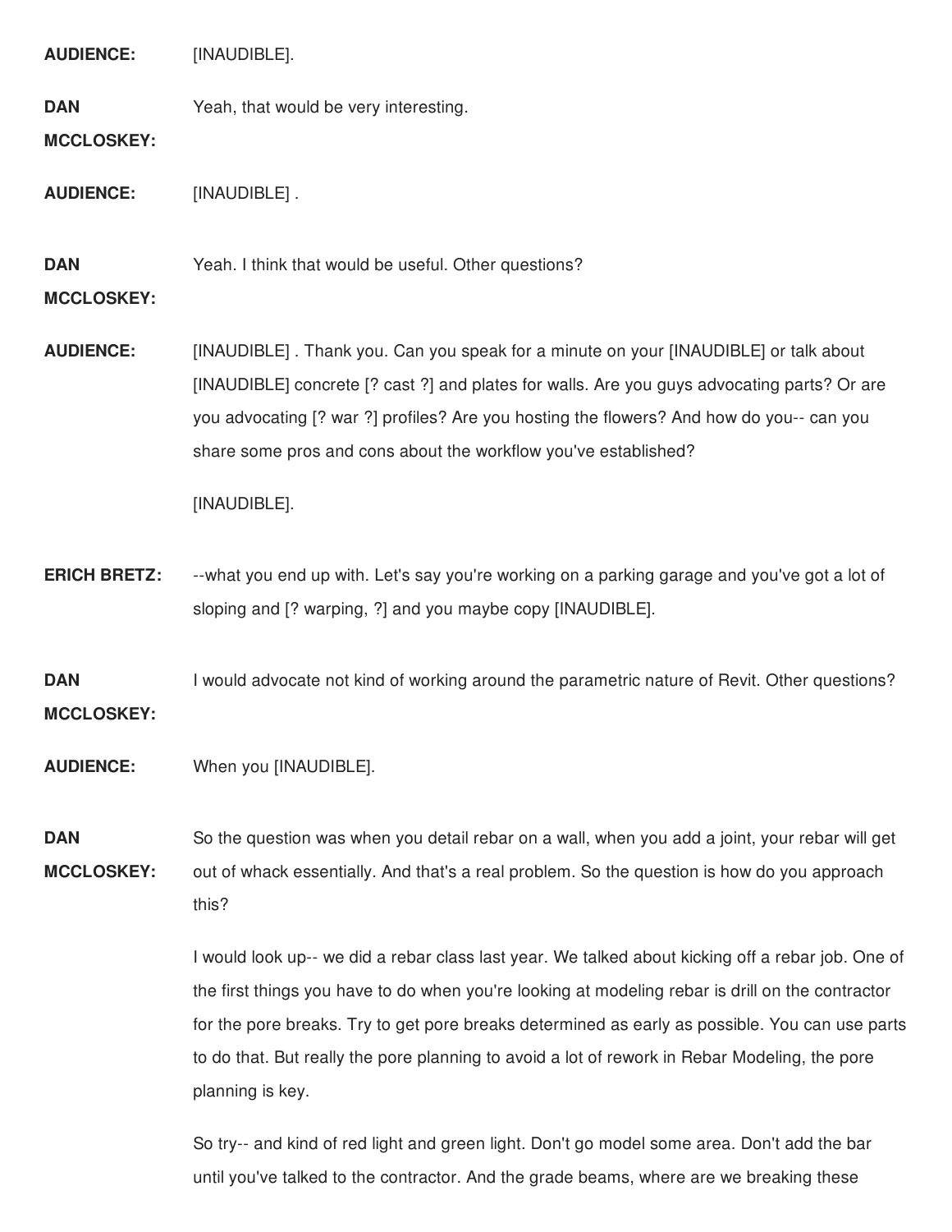**AUDIENCE:** [INAUDIBLE].

**DAN MCCLOSKEY:** Yeah, that would be very interesting.

**AUDIENCE:** [INAUDIBLE] .

**DAN MCCLOSKEY:** Yeah. I think that would be useful. Other questions?

**AUDIENCE:** [INAUDIBLE] . Thank you. Can you speak for a minute on your [INAUDIBLE] or talk about [INAUDIBLE] concrete [? cast ?] and plates for walls. Are you guys advocating parts? Or are you advocating [? war ?] profiles? Are you hosting the flowers? And how do you-- can you share some pros and cons about the workflow you've established?

[INAUDIBLE].

**ERICH BRETZ:** --what you end up with. Let's say you're working on a parking garage and you've got a lot of sloping and [? warping, ?] and you maybe copy [INAUDIBLE].

**DAN MCCLOSKEY:** I would advocate not kind of working around the parametric nature of Revit. Other questions?

**AUDIENCE:** When you [INAUDIBLE].

**DAN MCCLOSKEY:** So the question was when you detail rebar on a wall, when you add a joint, your rebar will get out of whack essentially. And that's a real problem. So the question is how do you approach this?

I would look up-- we did a rebar class last year. We talked about kicking off a rebar job. One of the first things you have to do when you're looking at modeling rebar is drill on the contractor for the pore breaks. Try to get pore breaks determined as early as possible. You can use parts to do that. But really the pore planning to avoid a lot of rework in Rebar Modeling, the pore planning is key.

So try-- and kind of red light and green light. Don't go model some area. Don't add the bar until you've talked to the contractor. And the grade beams, where are we breaking these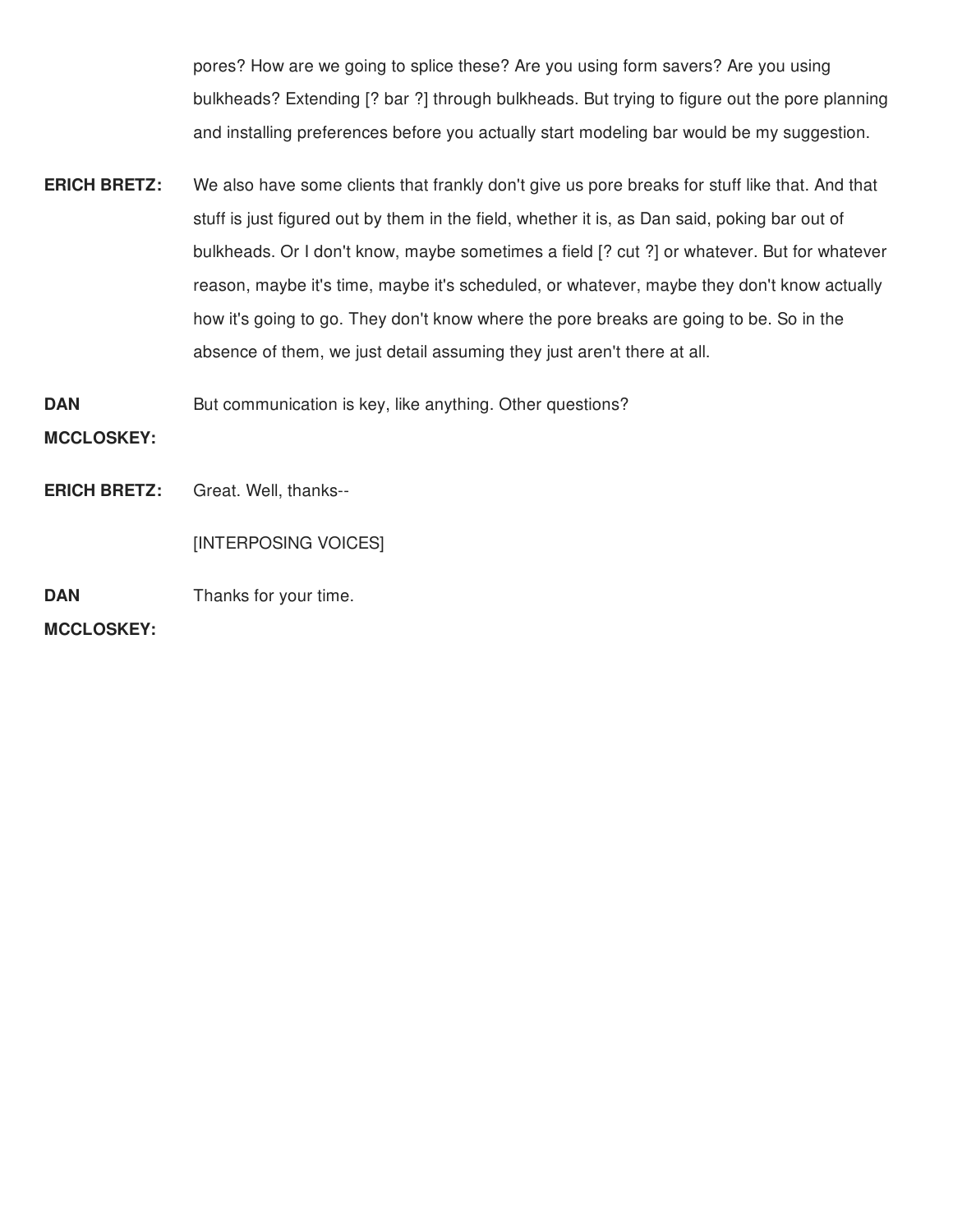pores? How are we going to splice these? Are you using form savers? Are you using bulkheads? Extending [? bar ?] through bulkheads. But trying to figure out the pore planning and installing preferences before you actually start modeling bar would be my suggestion.

**ERICH BRETZ:** We also have some clients that frankly don't give us pore breaks for stuff like that. And that stuff is just figured out by them in the field, whether it is, as Dan said, poking bar out of bulkheads. Or I don't know, maybe sometimes a field [? cut ?] or whatever. But for whatever reason, maybe it's time, maybe it's scheduled, or whatever, maybe they don't know actually how it's going to go. They don't know where the pore breaks are going to be. So in the absence of them, we just detail assuming they just aren't there at all.

**DAN MCCLOSKEY:** But communication is key, like anything. Other questions?

**ERICH BRETZ:** Great. Well, thanks--

[INTERPOSING VOICES]

**DAN MCCLOSKEY:** Thanks for your time.